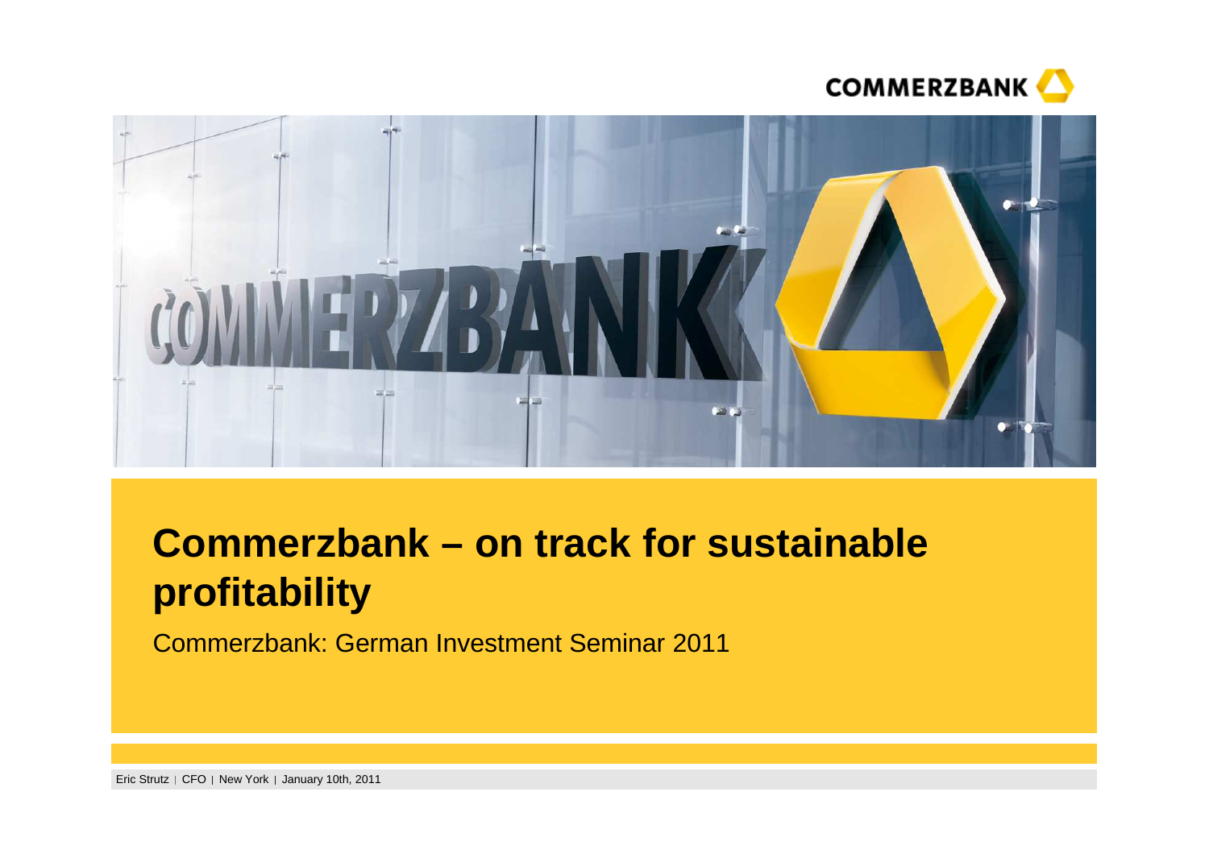# Commerzbank – on track for sustainable profitability

Commerzbank: German Investment Seminar 2011

Eric Strutz | CFO | New York | January 10th, 2011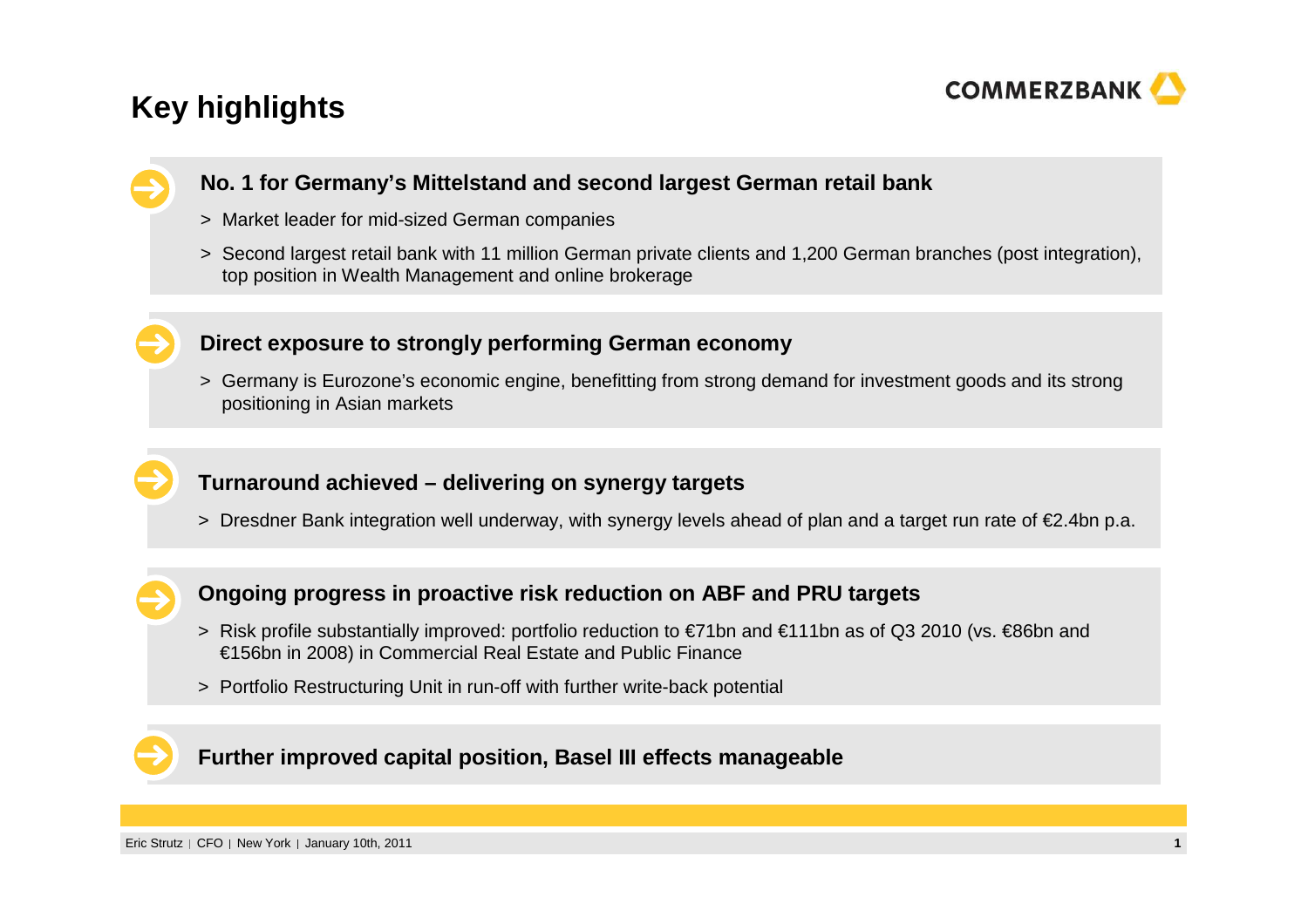# Key highlights

### No. 1 for Germany's Mittelstand and second largest German retail bank

> Market leader for mid-sized German companies

> Second largest retail bank with 11 million German private clients and 1,200 German branches (post integration), top position in Wealth Management and online brokerage

### Direct exposure to strongly performing German economy

> Germany is Eurozone's economic engine, benefitting from strong demand for investment goods and its strong positioning in Asian markets

### Turnaround achieved – delivering on synergy targets

> Dresdner Bank integration well underway, with synergy levels ahead of plan and a target run rate of €2.4bn p.a.

### Ongoing progress in proactive risk reduction on ABF and PRU targets

> Risk profile substantially improved: portfolio reduction to €71bn and €111bn as of Q3 2010 (vs. €86bn and €156bn in 2008) in Commercial Real Estate and Public Finance

> Portfolio Restructuring Unit in run-off with further write-back potential

### Further improved capital position, Basel III effects manageable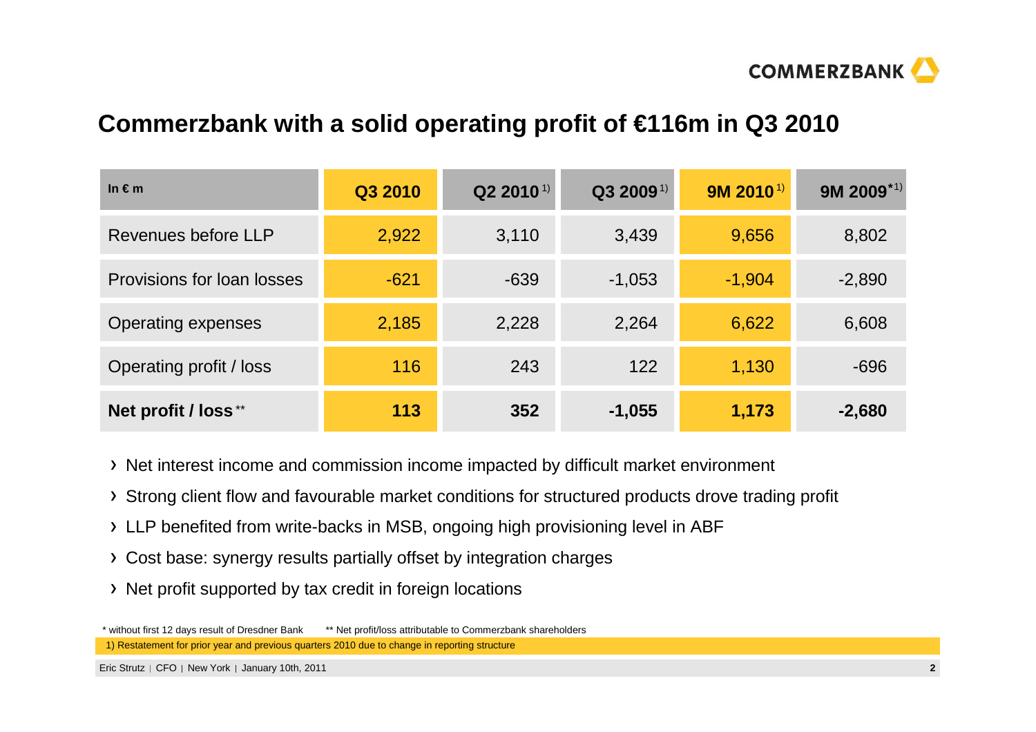# Commerzbank with a solid operating profit of €116m in Q3 2010

| In € m | Q3 2010 | Q2 2010 [1)] | Q3 2009 [1)] | 9M 2010 [1)] | 9M 2009 [*1)] |
|---|---|---|---|---|---|
| Revenues before LLP | 2,922 | 3,110 | 3,439 | 9,656 | 8,802 |
| Provisions for loan losses | -621 | -639 | -1,053 | -1,904 | -2,890 |
| Operating expenses | 2,185 | 2,228 | 2,264 | 6,622 | 6,608 |
| Operating profit / loss | 116 | 243 | 122 | 1,130 | -696 |
| **Net profit / loss** ** | **113** | **352** | **-1,055** | **1,173** | **-2,680** |

- Net interest income and commission income impacted by difficult market environment
- Strong client flow and favourable market conditions for structured products drove trading profit
- LLP benefited from write-backs in MSB, ongoing high provisioning level in ABF
- Cost base: synergy results partially offset by integration charges
- Net profit supported by tax credit in foreign locations

\* without first 12 days result of Dresdner Bank ** Net profit/loss attributable to Commerzbank shareholders

1) Restatement for prior year and previous quarters 2010 due to change in reporting structure

Eric Strutz | CFO | New York | January 10th, 2011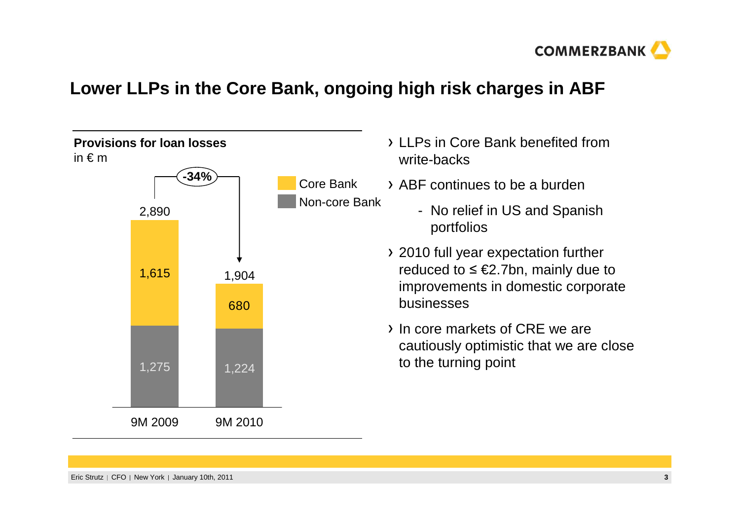# Lower LLPs in the Core Bank, ongoing high risk charges in ABF

**Provisions for loan losses**
in € m

| | 9M 2009 | 9M 2010 |
|---|---|---|
| Core Bank | 1,615 | 680 |
| Non-core Bank | 1,275 | 1,224 |
| Total | 2,890 | 1,904 |

-34%

- LLPs in Core Bank benefited from write-backs
- ABF continues to be a burden
  - No relief in US and Spanish portfolios
- 2010 full year expectation further reduced to ≤ €2.7bn, mainly due to improvements in domestic corporate businesses
- In core markets of CRE we are cautiously optimistic that we are close to the turning point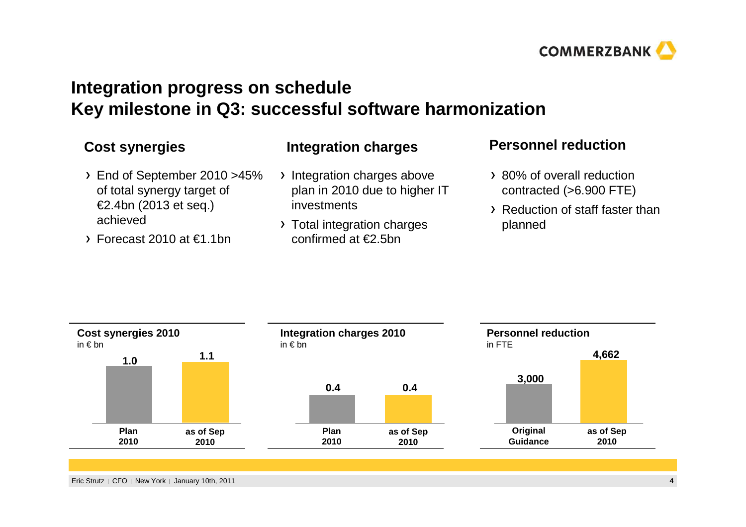# Integration progress on schedule
# Key milestone in Q3: successful software harmonization

### Cost synergies

- End of September 2010 >45% of total synergy target of €2.4bn (2013 et seq.) achieved
- Forecast 2010 at €1.1bn

### Integration charges

- Integration charges above plan in 2010 due to higher IT investments
- Total integration charges confirmed at €2.5bn

### Personnel reduction

- 80% of overall reduction contracted (>6.900 FTE)
- Reduction of staff faster than planned

**Cost synergies 2010**
in € bn

| Plan 2010 | as of Sep 2010 |
|---|---|
| 1.0 | 1.1 |

**Integration charges 2010**
in € bn

| Plan 2010 | as of Sep 2010 |
|---|---|
| 0.4 | 0.4 |

**Personnel reduction**
in FTE

| Original Guidance | as of Sep 2010 |
|---|---|
| 3,000 | 4,662 |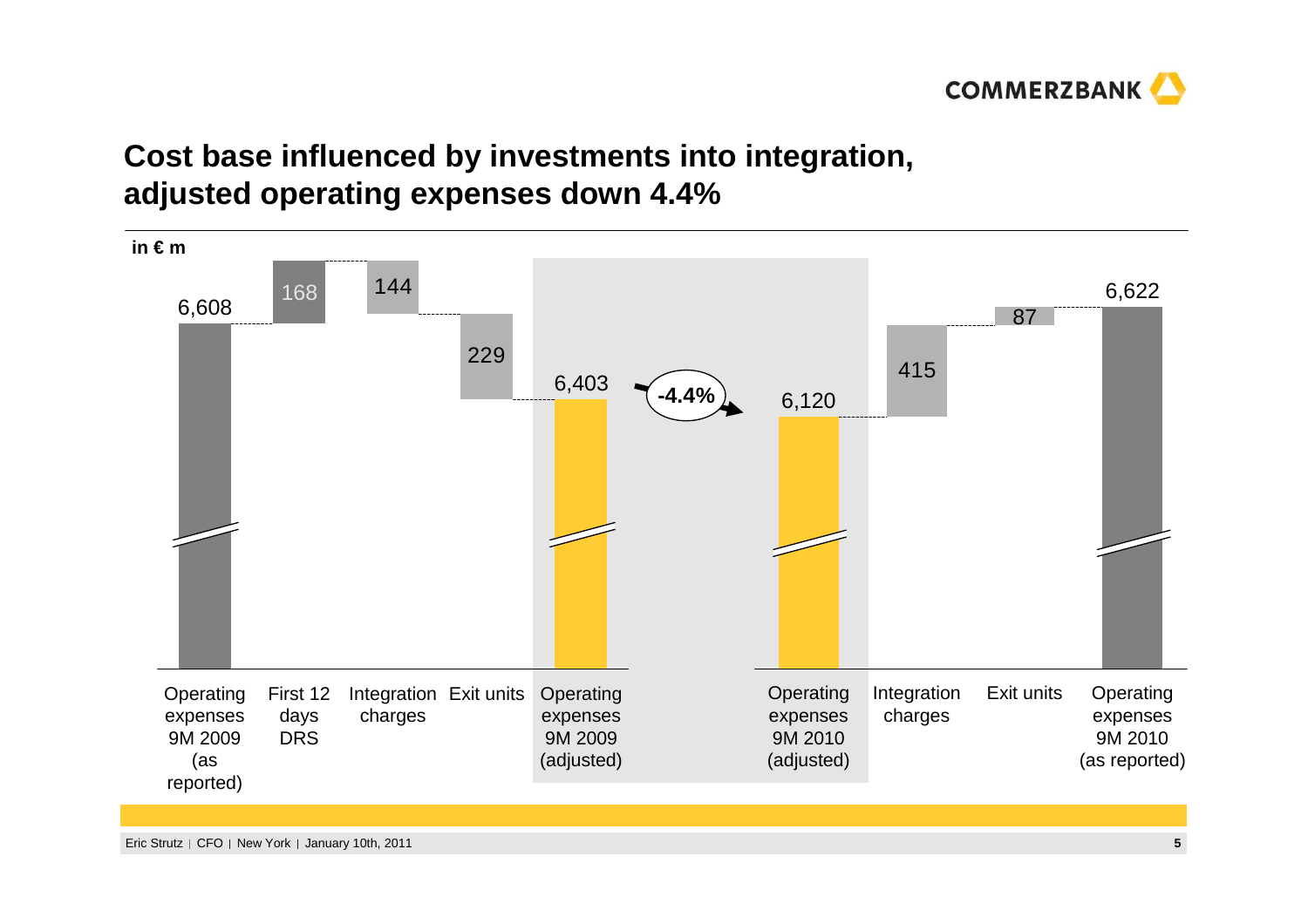# Cost base influenced by investments into integration, adjusted operating expenses down 4.4%

in € m

| Item | Value |
|---|---|
| Operating expenses 9M 2009 (as reported) | 6,608 |
| First 12 days DRS | 168 |
| Integration charges | 144 |
| Exit units | 229 |
| Operating expenses 9M 2009 (adjusted) | 6,403 |
| Operating expenses 9M 2010 (adjusted) | 6,120 |
| Integration charges | 415 |
| Exit units | 87 |
| Operating expenses 9M 2010 (as reported) | 6,622 |

-4.4% (Operating expenses 9M 2009 (adjusted) to Operating expenses 9M 2010 (adjusted))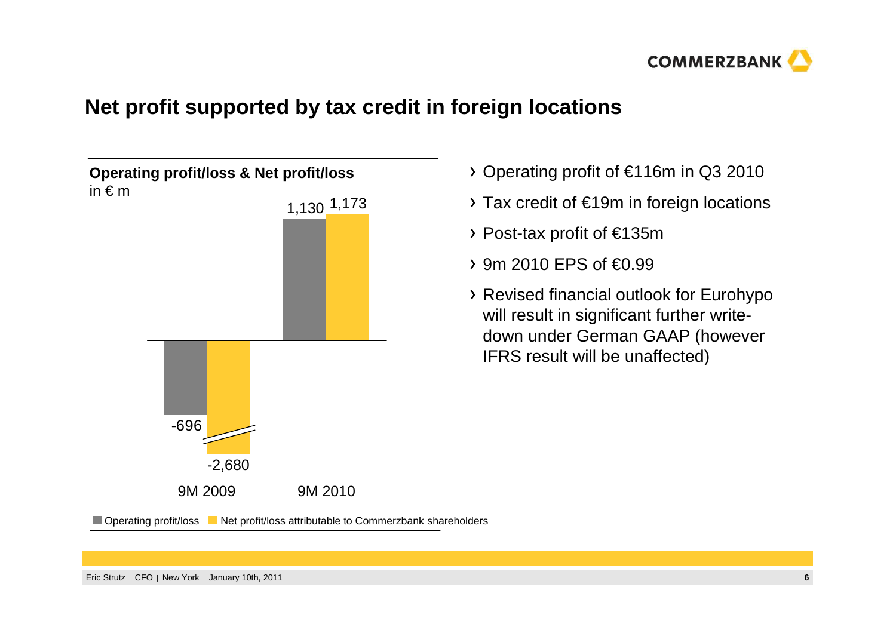# Net profit supported by tax credit in foreign locations

**Operating profit/loss & Net profit/loss**
in € m

| | Operating profit/loss | Net profit/loss attributable to Commerzbank shareholders |
|---|---|---|
| 9M 2009 | -696 | -2,680 |
| 9M 2010 | 1,130 | 1,173 |

- Operating profit of €116m in Q3 2010
- Tax credit of €19m in foreign locations
- Post-tax profit of €135m
- 9m 2010 EPS of €0.99
- Revised financial outlook for Eurohypo will result in significant further write-down under German GAAP (however IFRS result will be unaffected)

Eric Strutz | CFO | New York | January 10th, 2011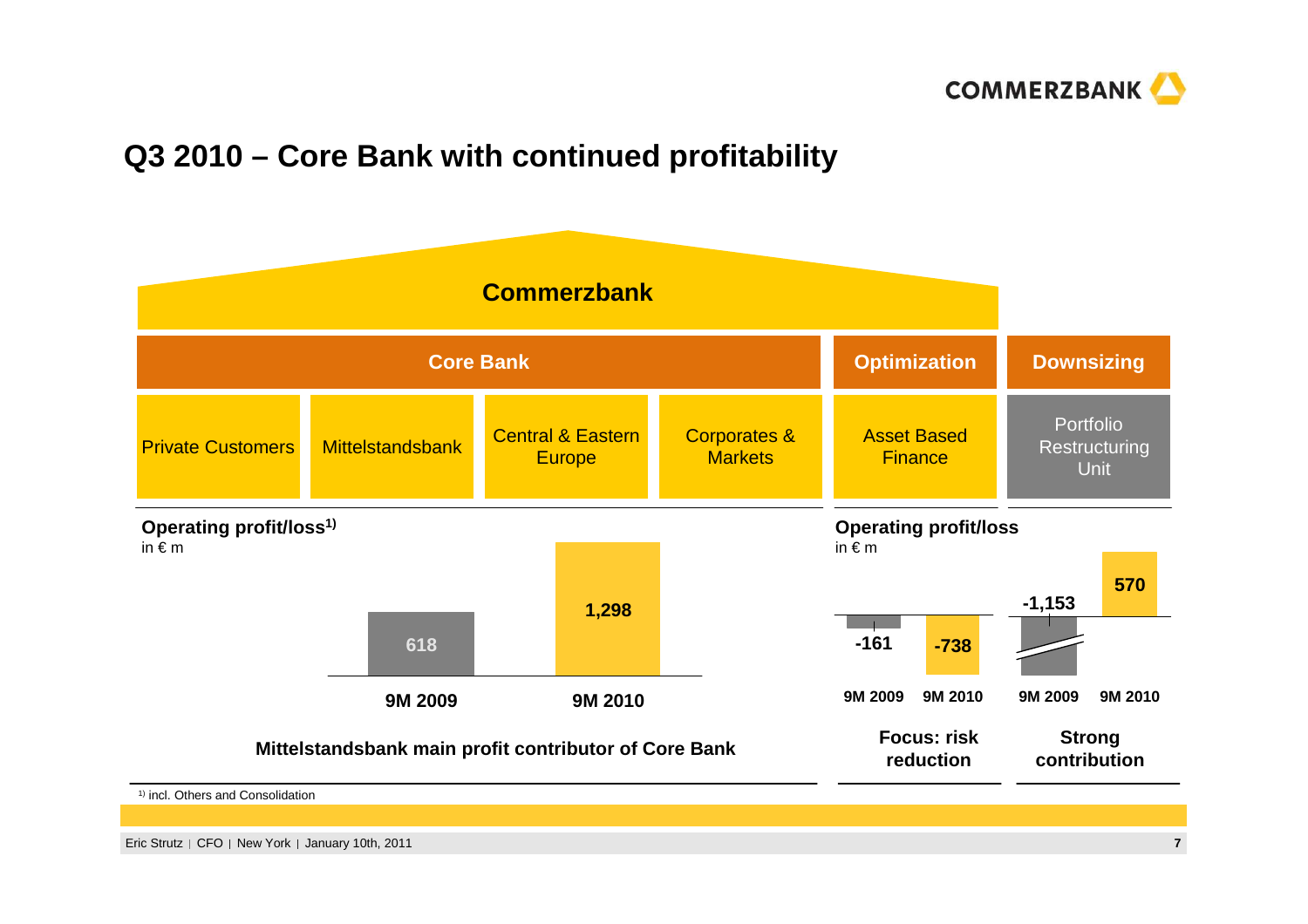# Q3 2010 – Core Bank with continued profitability

**Commerzbank**

| Core Bank | | | | Optimization | Downsizing |
|---|---|---|---|---|---|
| Private Customers | Mittelstandsbank | Central & Eastern Europe | Corporates & Markets | Asset Based Finance | Portfolio Restructuring Unit |

**Operating profit/loss[1)]**
in € m

| | 9M 2009 | 9M 2010 |
|---|---|---|
| Core Bank | 618 | 1,298 |

**Mittelstandsbank main profit contributor of Core Bank**

**Operating profit/loss**
in € m

| | 9M 2009 | 9M 2010 |
|---|---|---|
| Asset Based Finance | -161 | -738 |
| Portfolio Restructuring Unit | -1,153 | 570 |

**Focus: risk reduction** (Asset Based Finance)

**Strong contribution** (Portfolio Restructuring Unit)

1) incl. Others and Consolidation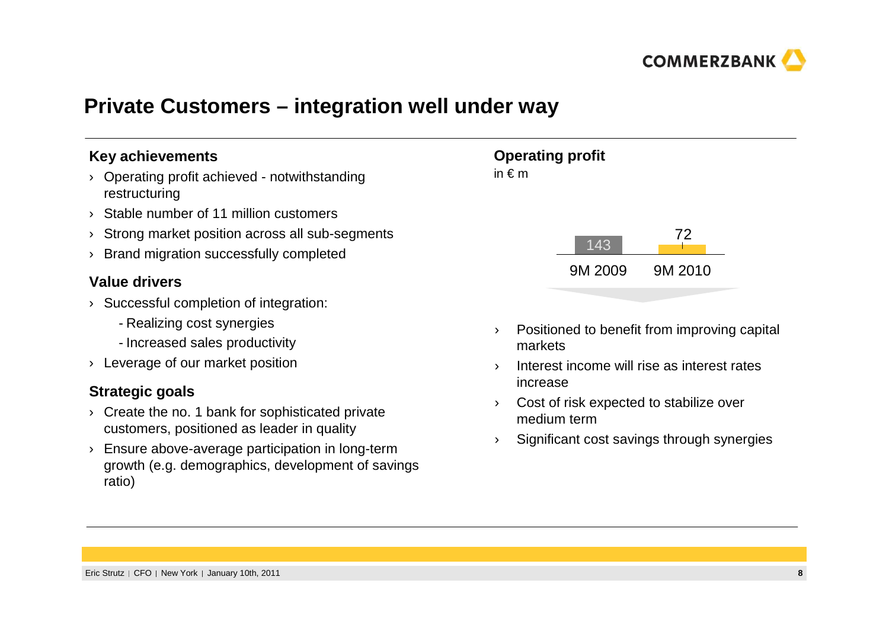# Private Customers – integration well under way

### Key achievements

- Operating profit achieved - notwithstanding restructuring
- Stable number of 11 million customers
- Strong market position across all sub-segments
- Brand migration successfully completed

### Value drivers

- Successful completion of integration:
  - Realizing cost synergies
  - Increased sales productivity
- Leverage of our market position

### Strategic goals

- Create the no. 1 bank for sophisticated private customers, positioned as leader in quality
- Ensure above-average participation in long-term growth (e.g. demographics, development of savings ratio)

### Operating profit

in € m

| 9M 2009 | 9M 2010 |
|---|---|
| 143 | 72 |

- Positioned to benefit from improving capital markets
- Interest income will rise as interest rates increase
- Cost of risk expected to stabilize over medium term
- Significant cost savings through synergies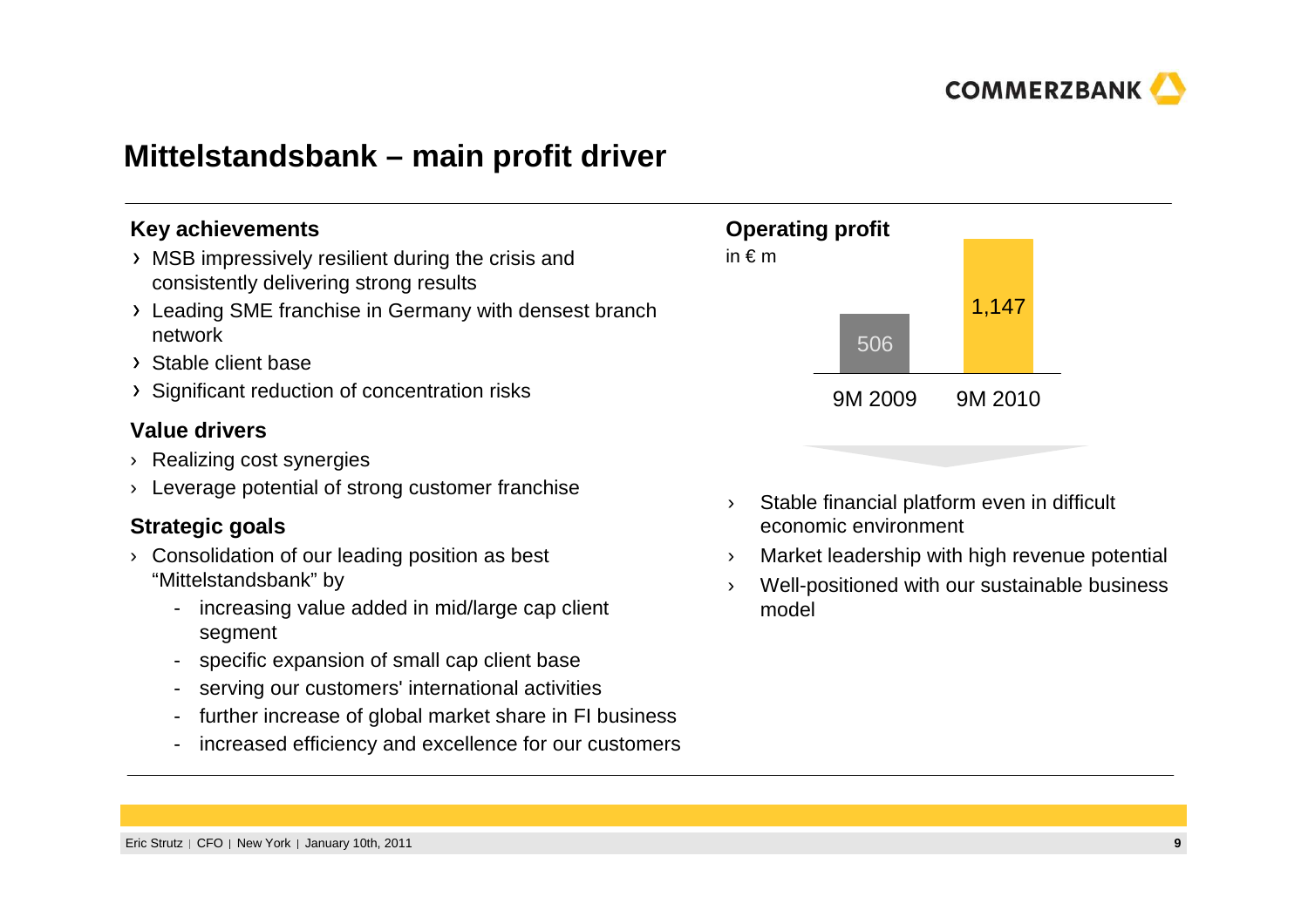# Mittelstandsbank – main profit driver

### Key achievements

- MSB impressively resilient during the crisis and consistently delivering strong results
- Leading SME franchise in Germany with densest branch network
- Stable client base
- Significant reduction of concentration risks

### Value drivers

- Realizing cost synergies
- Leverage potential of strong customer franchise

### Strategic goals

- Consolidation of our leading position as best "Mittelstandsbank" by
  - increasing value added in mid/large cap client segment
  - specific expansion of small cap client base
  - serving our customers' international activities
  - further increase of global market share in FI business
  - increased efficiency and excellence for our customers

### Operating profit

in € m

| 9M 2009 | 9M 2010 |
|---|---|
| 506 | 1,147 |

- Stable financial platform even in difficult economic environment
- Market leadership with high revenue potential
- Well-positioned with our sustainable business model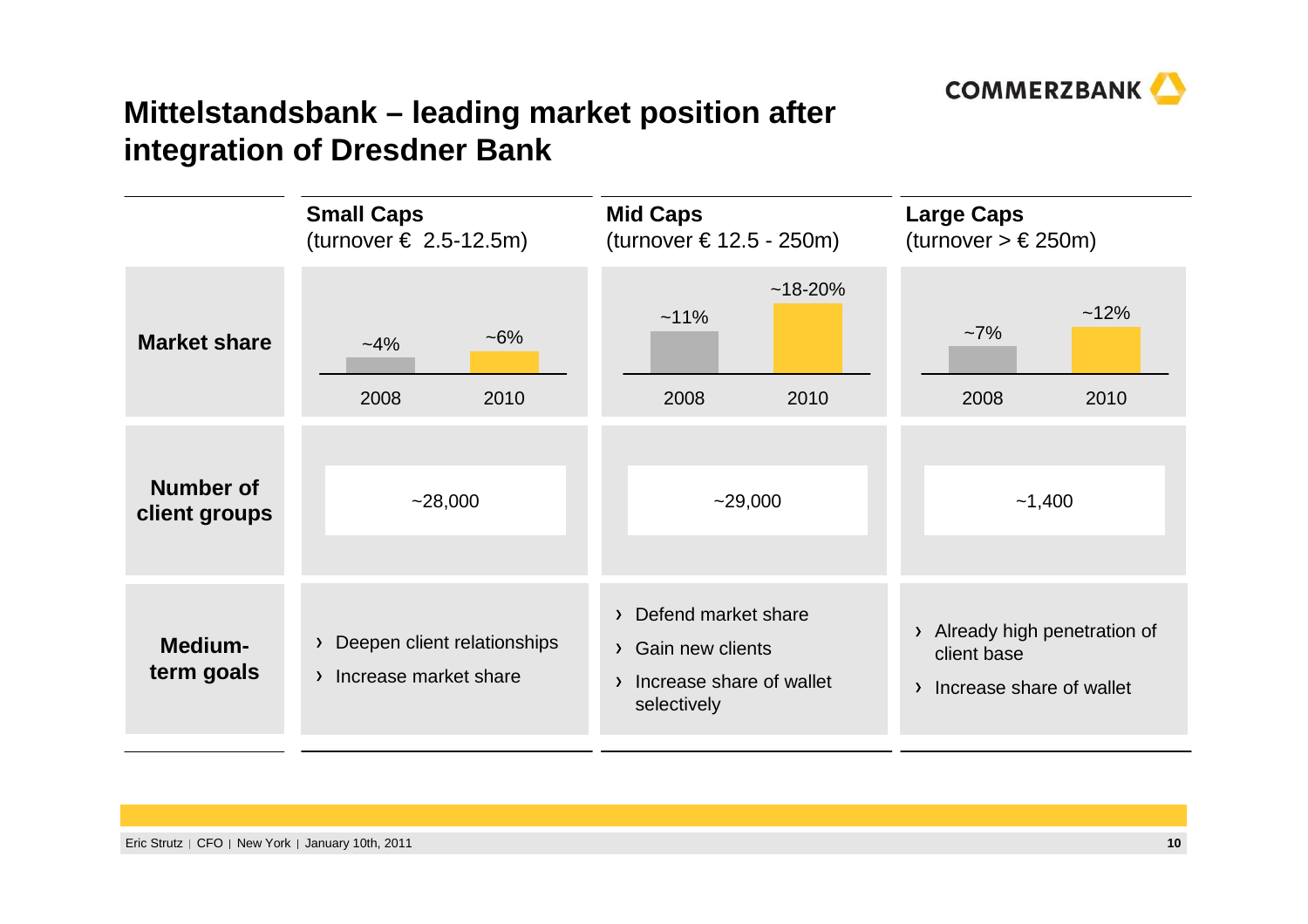# Mittelstandsbank – leading market position after integration of Dresdner Bank

| | Small Caps (turnover € 2.5-12.5m) | Mid Caps (turnover € 12.5 - 250m) | Large Caps (turnover > € 250m) |
|---|---|---|---|
| **Market share** | 2008: ~4%; 2010: ~6% | 2008: ~11%; 2010: ~18-20% | 2008: ~7%; 2010: ~12% |
| **Number of client groups** | ~28,000 | ~29,000 | ~1,400 |
| **Medium-term goals** | › Deepen client relationships<br>› Increase market share | › Defend market share<br>› Gain new clients<br>› Increase share of wallet selectively | › Already high penetration of client base<br>› Increase share of wallet |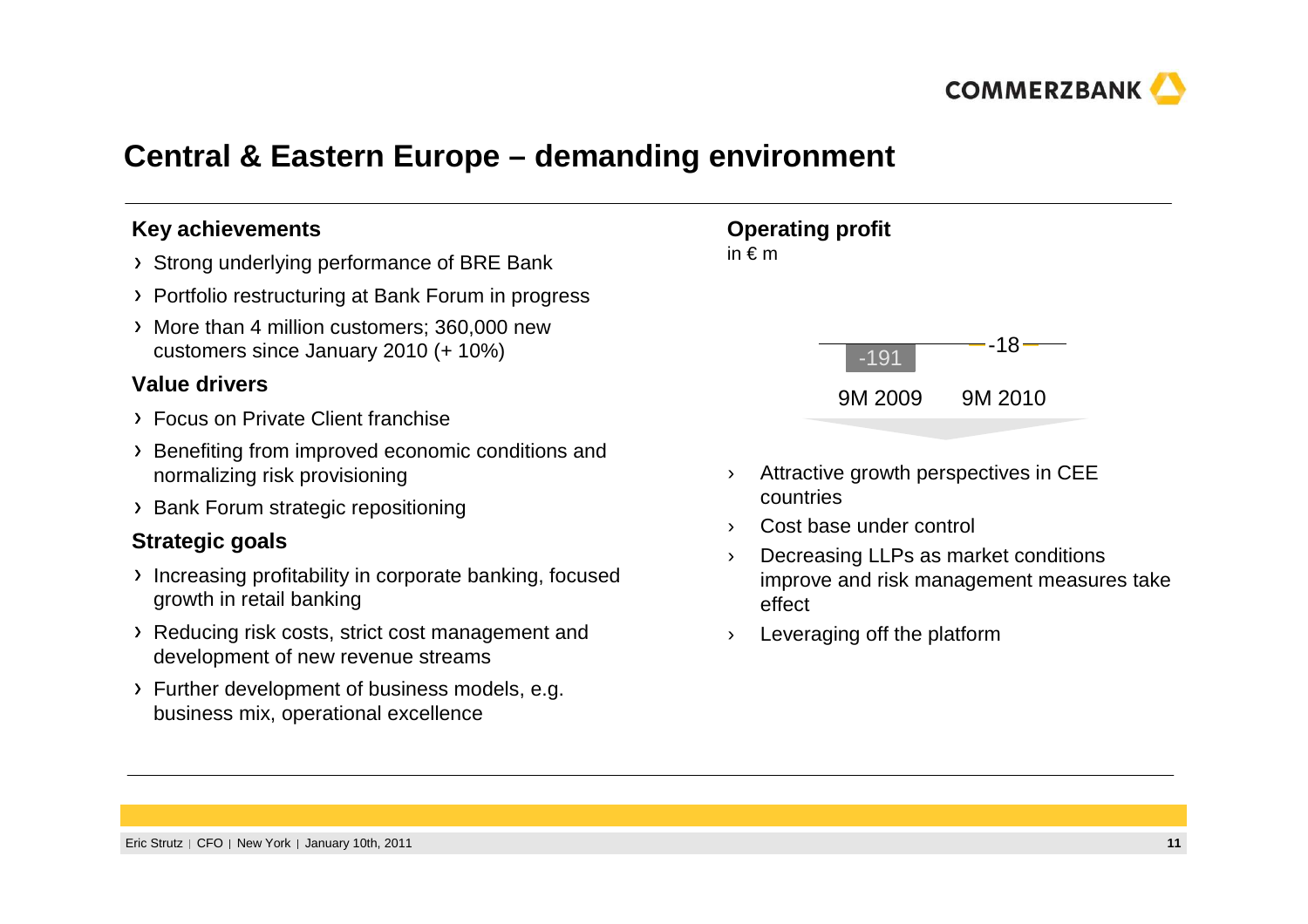# Central & Eastern Europe – demanding environment

### Key achievements

- Strong underlying performance of BRE Bank
- Portfolio restructuring at Bank Forum in progress
- More than 4 million customers; 360,000 new customers since January 2010 (+ 10%)

### Value drivers

- Focus on Private Client franchise
- Benefiting from improved economic conditions and normalizing risk provisioning
- Bank Forum strategic repositioning

### Strategic goals

- Increasing profitability in corporate banking, focused growth in retail banking
- Reducing risk costs, strict cost management and development of new revenue streams
- Further development of business models, e.g. business mix, operational excellence

### Operating profit

in € m

| 9M 2009 | 9M 2010 |
|---|---|
| -191 | -18 |

- Attractive growth perspectives in CEE countries
- Cost base under control
- Decreasing LLPs as market conditions improve and risk management measures take effect
- Leveraging off the platform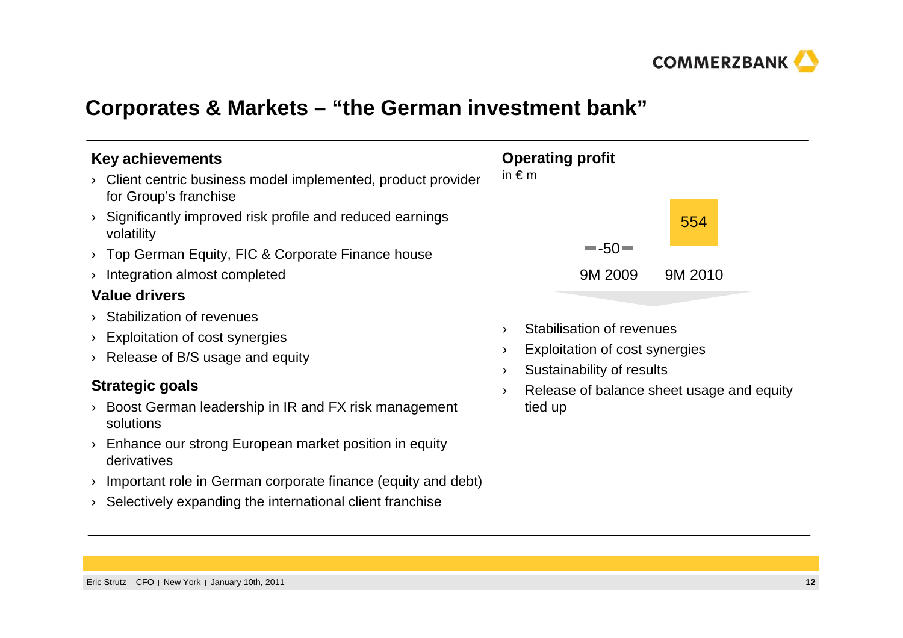# Corporates & Markets – "the German investment bank"

### Key achievements

- Client centric business model implemented, product provider for Group's franchise
- Significantly improved risk profile and reduced earnings volatility
- Top German Equity, FIC & Corporate Finance house
- Integration almost completed

### Value drivers

- Stabilization of revenues
- Exploitation of cost synergies
- Release of B/S usage and equity

### Strategic goals

- Boost German leadership in IR and FX risk management solutions
- Enhance our strong European market position in equity derivatives
- Important role in German corporate finance (equity and debt)
- Selectively expanding the international client franchise

### Operating profit

in € m

| 9M 2009 | 9M 2010 |
|---|---|
| -50 | 554 |

- Stabilisation of revenues
- Exploitation of cost synergies
- Sustainability of results
- Release of balance sheet usage and equity tied up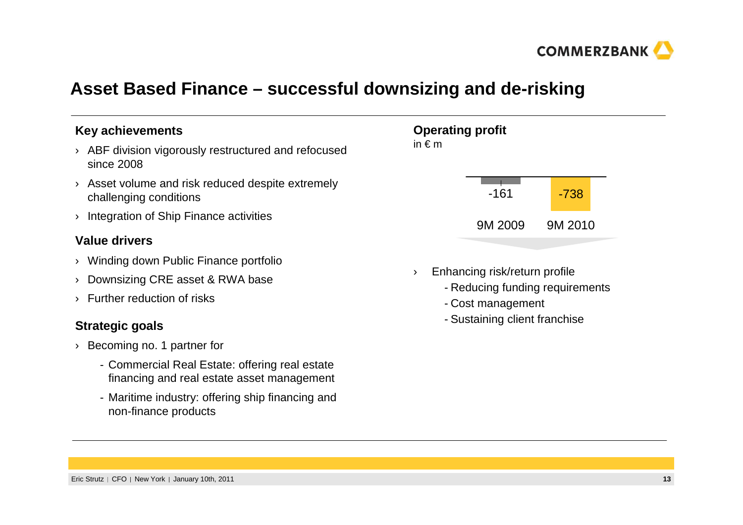# Asset Based Finance – successful downsizing and de-risking

### Key achievements

- ABF division vigorously restructured and refocused since 2008
- Asset volume and risk reduced despite extremely challenging conditions
- Integration of Ship Finance activities

### Value drivers

- Winding down Public Finance portfolio
- Downsizing CRE asset & RWA base
- Further reduction of risks

### Strategic goals

- Becoming no. 1 partner for
  - Commercial Real Estate: offering real estate financing and real estate asset management
  - Maritime industry: offering ship financing and non-finance products

### Operating profit

in € m

| 9M 2009 | 9M 2010 |
|---|---|
| -161 | -738 |

- Enhancing risk/return profile
  - Reducing funding requirements
  - Cost management
  - Sustaining client franchise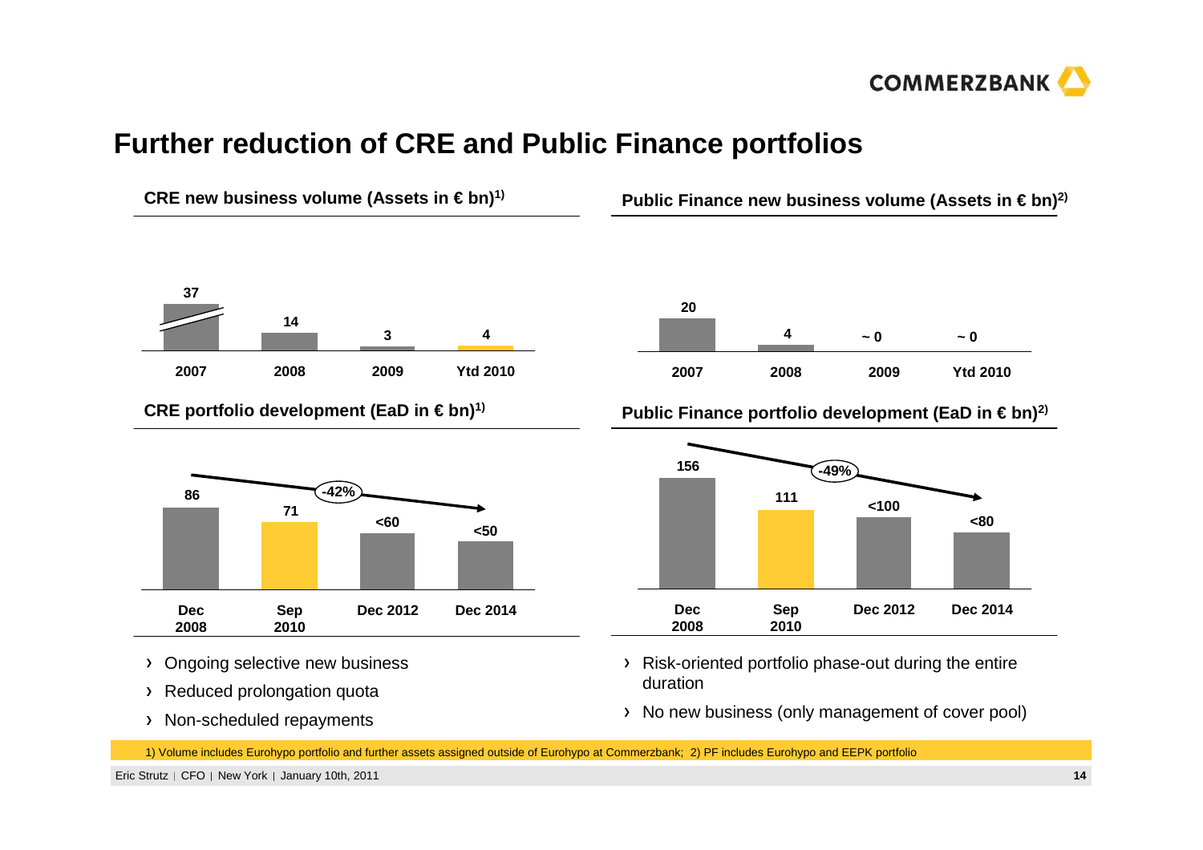# Further reduction of CRE and Public Finance portfolios

**CRE new business volume (Assets in € bn)[1]**

| 2007 | 2008 | 2009 | Ytd 2010 |
|---|---|---|---|
| 37 | 14 | 3 | 4 |

**Public Finance new business volume (Assets in € bn)[2]**

| 2007 | 2008 | 2009 | Ytd 2010 |
|---|---|---|---|
| 20 | 4 | ~ 0 | ~ 0 |

**CRE portfolio development (EaD in € bn)[1]**

| Dec 2008 | Sep 2010 | Dec 2012 | Dec 2014 |
|---|---|---|---|
| 86 | 71 | <60 | <50 |

-42%

**Public Finance portfolio development (EaD in € bn)[2]**

| Dec 2008 | Sep 2010 | Dec 2012 | Dec 2014 |
|---|---|---|---|
| 156 | 111 | <100 | <80 |

-49%

- Ongoing selective new business
- Reduced prolongation quota
- Non-scheduled repayments

- Risk-oriented portfolio phase-out during the entire duration
- No new business (only management of cover pool)

1) Volume includes Eurohypo portfolio and further assets assigned outside of Eurohypo at Commerzbank; 2) PF includes Eurohypo and EEPK portfolio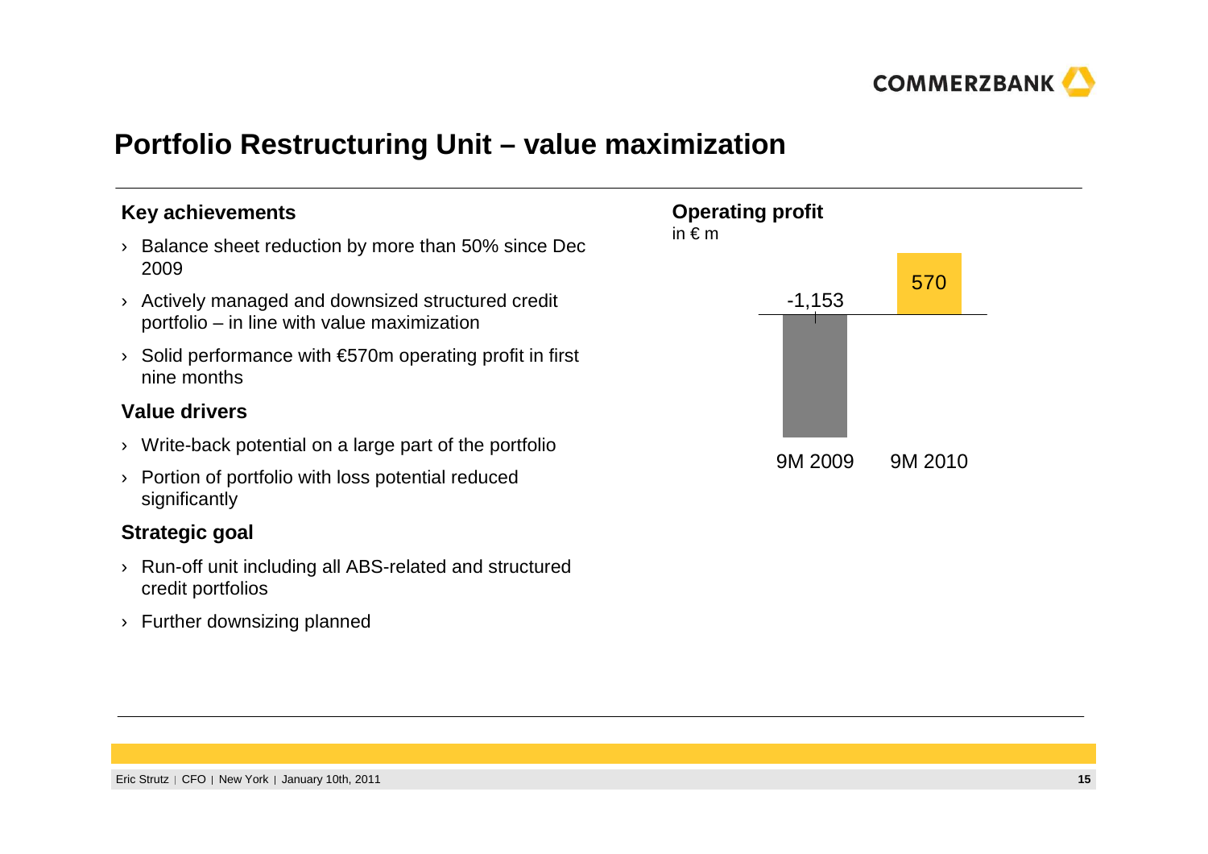# Portfolio Restructuring Unit – value maximization

### Key achievements

- Balance sheet reduction by more than 50% since Dec 2009
- Actively managed and downsized structured credit portfolio – in line with value maximization
- Solid performance with €570m operating profit in first nine months

### Value drivers

- Write-back potential on a large part of the portfolio
- Portion of portfolio with loss potential reduced significantly

### Strategic goal

- Run-off unit including all ABS-related and structured credit portfolios
- Further downsizing planned

**Operating profit**
in € m

| | 9M 2009 | 9M 2010 |
|---|---|---|
| Operating profit | -1,153 | 570 |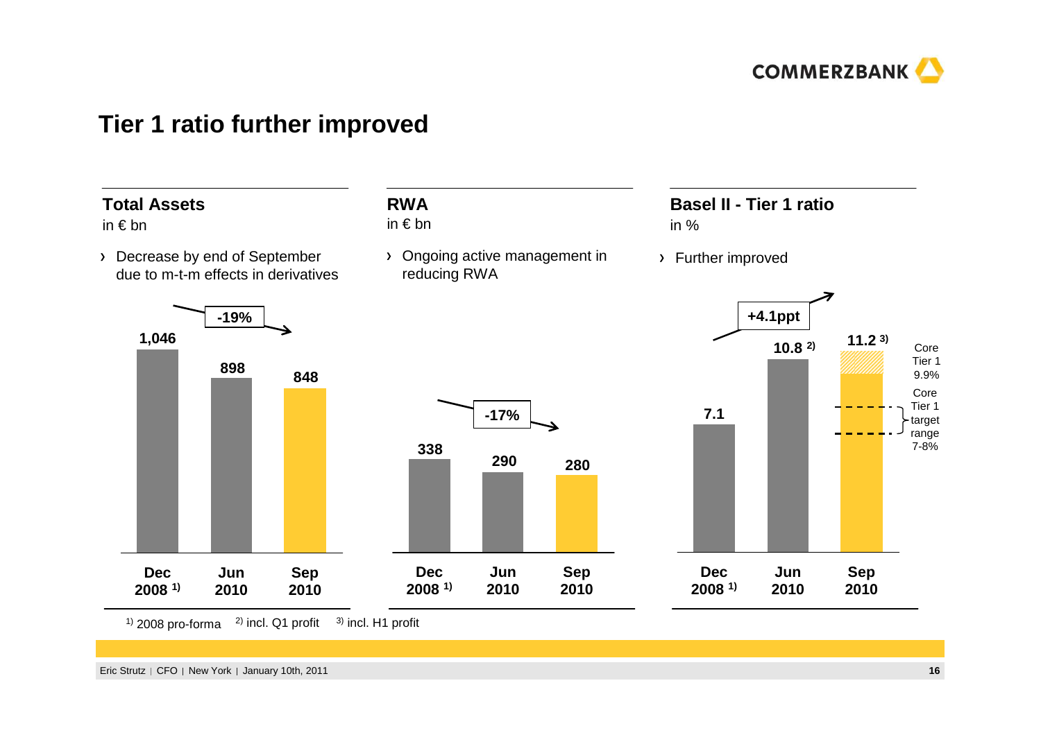# Tier 1 ratio further improved

## Total Assets

in € bn

› Decrease by end of September due to m-t-m effects in derivatives

| | Dec 2008 [1] | Jun 2010 | Sep 2010 |
|---|---|---|---|
| Total Assets | 1,046 | 898 | 848 |

-19%

## RWA

in € bn

› Ongoing active management in reducing RWA

| | Dec 2008 [1] | Jun 2010 | Sep 2010 |
|---|---|---|---|
| RWA | 338 | 290 | 280 |

-17%

## Basel II - Tier 1 ratio

in %

› Further improved

| | Dec 2008 [1] | Jun 2010 | Sep 2010 |
|---|---|---|---|
| Tier 1 ratio | 7.1 | 10.8 [2] | 11.2 [3] |

+4.1ppt

Core Tier 1 9.9%

Core Tier 1 target range 7-8%

[1] 2008 pro-forma [2] incl. Q1 profit [3] incl. H1 profit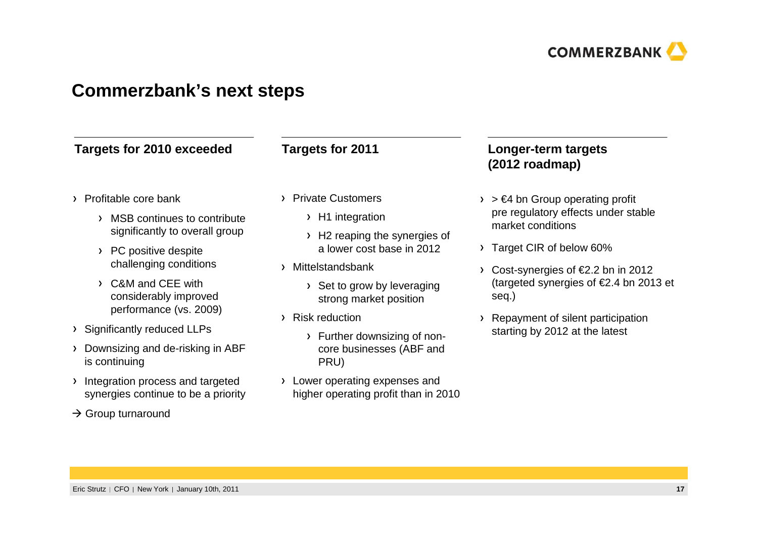# Commerzbank's next steps

### Targets for 2010 exceeded

- Profitable core bank
  - MSB continues to contribute significantly to overall group
  - PC positive despite challenging conditions
  - C&M and CEE with considerably improved performance (vs. 2009)
- Significantly reduced LLPs
- Downsizing and de-risking in ABF is continuing
- Integration process and targeted synergies continue to be a priority

→ Group turnaround

### Targets for 2011

- Private Customers
  - H1 integration
  - H2 reaping the synergies of a lower cost base in 2012
- Mittelstandsbank
  - Set to grow by leveraging strong market position
- Risk reduction
  - Further downsizing of non-core businesses (ABF and PRU)
- Lower operating expenses and higher operating profit than in 2010

### Longer-term targets (2012 roadmap)

- > €4 bn Group operating profit pre regulatory effects under stable market conditions
- Target CIR of below 60%
- Cost-synergies of €2.2 bn in 2012 (targeted synergies of €2.4 bn 2013 et seq.)
- Repayment of silent participation starting by 2012 at the latest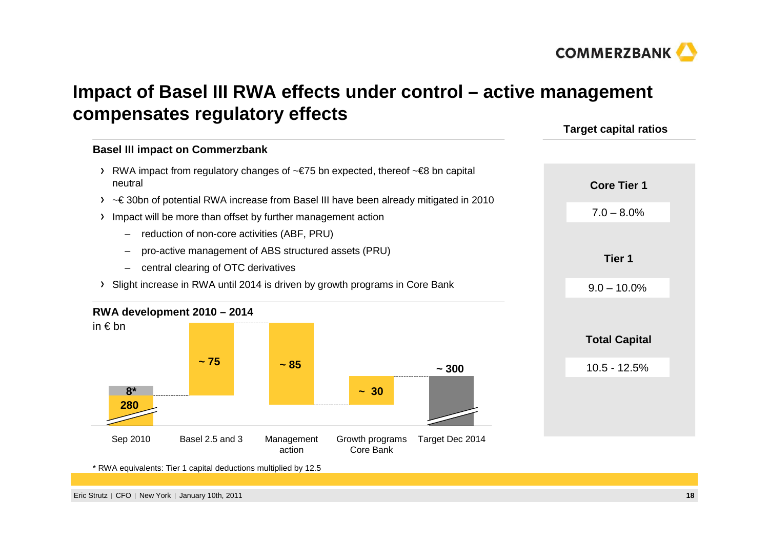# Impact of Basel III RWA effects under control – active management compensates regulatory effects

## Basel III impact on Commerzbank

- RWA impact from regulatory changes of ~€75 bn expected, thereof ~€8 bn capital neutral
- ~€ 30bn of potential RWA increase from Basel III have been already mitigated in 2010
- Impact will be more than offset by further management action
  - reduction of non-core activities (ABF, PRU)
  - pro-active management of ABS structured assets (PRU)
  - central clearing of OTC derivatives
- Slight increase in RWA until 2014 is driven by growth programs in Core Bank

## RWA development 2010 – 2014

in € bn

| Sep 2010 | Basel 2.5 and 3 | Management action | Growth programs Core Bank | Target Dec 2014 |
|---|---|---|---|---|
| 280 + 8* | ~ 75 | ~ 85 | ~ 30 | ~ 300 |

\* RWA equivalents: Tier 1 capital deductions multiplied by 12.5

## Target capital ratios

| | |
|---|---|
| Core Tier 1 | 7.0 – 8.0% |
| Tier 1 | 9.0 – 10.0% |
| Total Capital | 10.5 - 12.5% |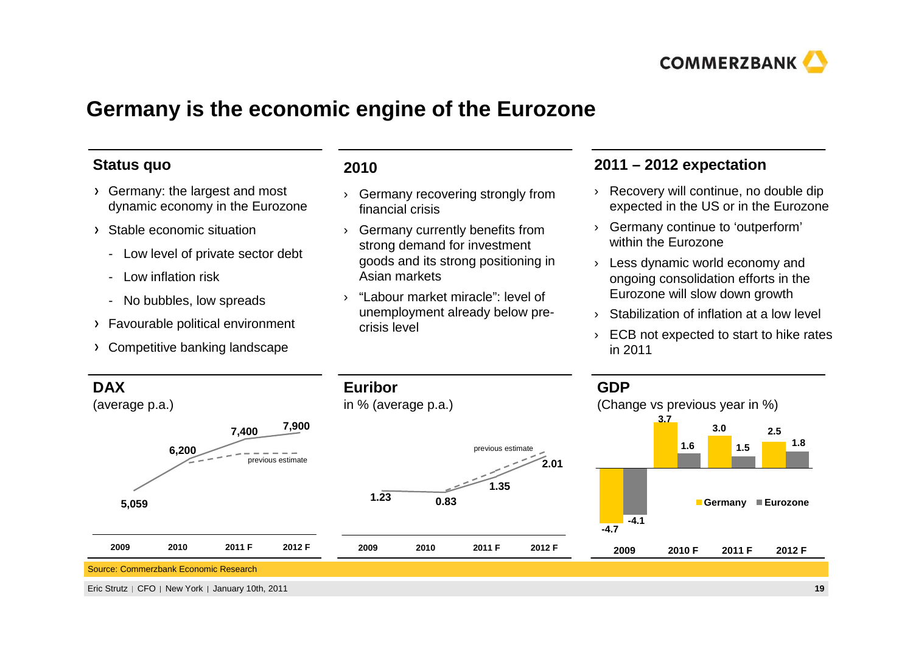# Germany is the economic engine of the Eurozone

## Status quo

- Germany: the largest and most dynamic economy in the Eurozone
- Stable economic situation
  - Low level of private sector debt
  - Low inflation risk
  - No bubbles, low spreads
- Favourable political environment
- Competitive banking landscape

## 2010

- Germany recovering strongly from financial crisis
- Germany currently benefits from strong demand for investment goods and its strong positioning in Asian markets
- "Labour market miracle": level of unemployment already below pre-crisis level

## 2011 – 2012 expectation

- Recovery will continue, no double dip expected in the US or in the Eurozone
- Germany continue to 'outperform' within the Eurozone
- Less dynamic world economy and ongoing consolidation efforts in the Eurozone will slow down growth
- Stabilization of inflation at a low level
- ECB not expected to start to hike rates in 2011

## DAX

(average p.a.)

| | 2009 | 2010 | 2011 F | 2012 F |
|---|---|---|---|---|
| DAX | 5,059 | 6,200 | 7,400 | 7,900 |

(previous estimate shown as dashed line)

## Euribor

in % (average p.a.)

| | 2009 | 2010 | 2011 F | 2012 F |
|---|---|---|---|---|
| Euribor | 1.23 | 0.83 | 1.35 | 2.01 |

(previous estimate shown as dashed line)

## GDP

(Change vs previous year in %)

| | 2009 | 2010 F | 2011 F | 2012 F |
|---|---|---|---|---|
| Germany | -4.7 | 3.7 | 3.0 | 2.5 |
| Eurozone | -4.1 | 1.6 | 1.5 | 1.8 |

Source: Commerzbank Economic Research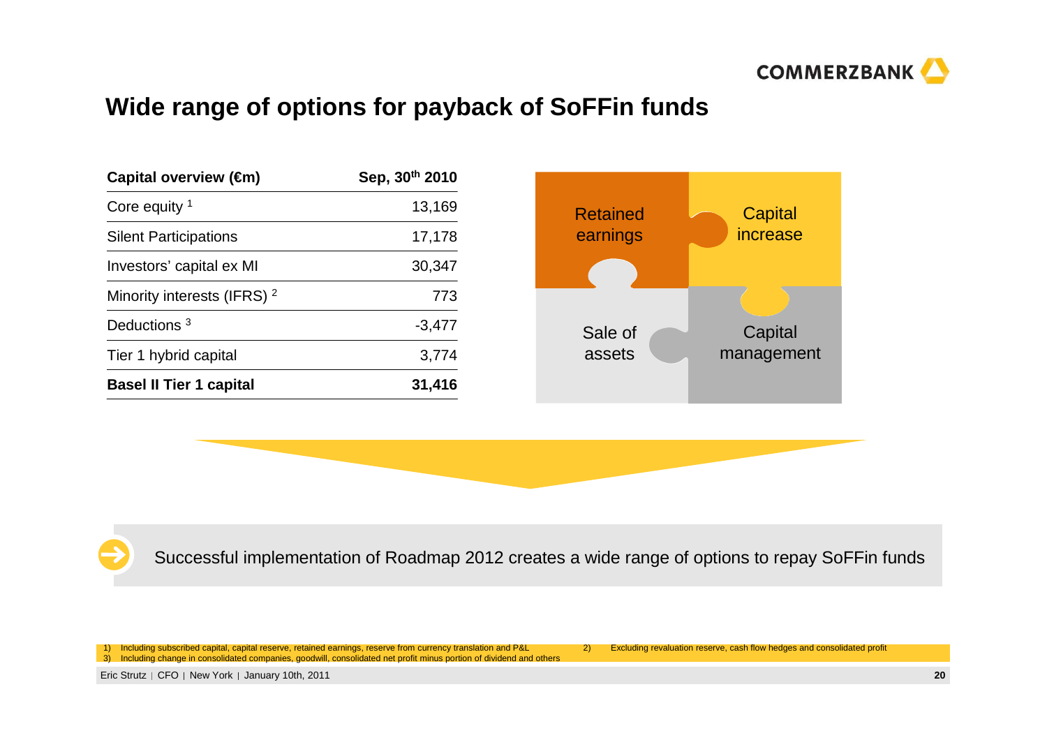# Wide range of options for payback of SoFFin funds

| Capital overview (€m) | Sep, 30th 2010 |
|---|---|
| Core equity [1] | 13,169 |
| Silent Participations | 17,178 |
| Investors' capital ex MI | 30,347 |
| Minority interests (IFRS) [2] | 773 |
| Deductions [3] | -3,477 |
| Tier 1 hybrid capital | 3,774 |
| **Basel II Tier 1 capital** | **31,416** |

Retained earnings

Capital increase

Sale of assets

Capital management

Successful implementation of Roadmap 2012 creates a wide range of options to repay SoFFin funds

1) Including subscribed capital, capital reserve, retained earnings, reserve from currency translation and P&L
2) Excluding revaluation reserve, cash flow hedges and consolidated profit
3) Including change in consolidated companies, goodwill, consolidated net profit minus portion of dividend and others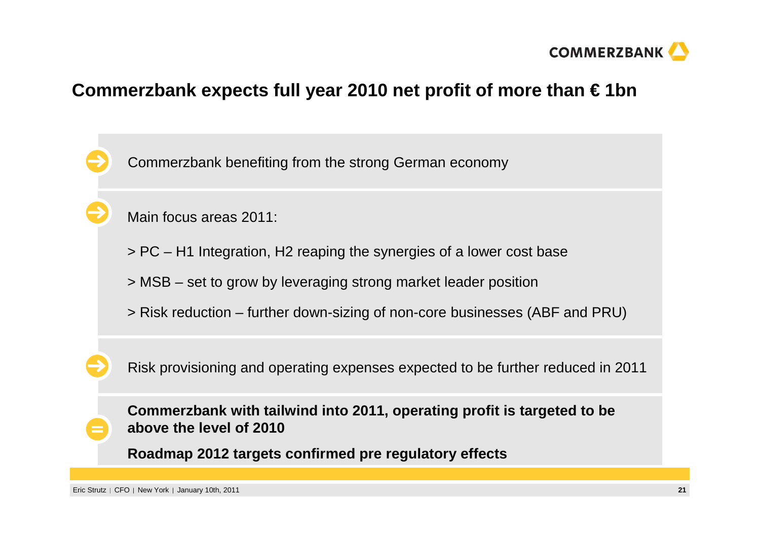# Commerzbank expects full year 2010 net profit of more than € 1bn

- Commerzbank benefiting from the strong German economy

- Main focus areas 2011:

  > PC – H1 Integration, H2 reaping the synergies of a lower cost base

  > MSB – set to grow by leveraging strong market leader position

  > Risk reduction – further down-sizing of non-core businesses (ABF and PRU)

- Risk provisioning and operating expenses expected to be further reduced in 2011

= **Commerzbank with tailwind into 2011, operating profit is targeted to be above the level of 2010**

**Roadmap 2012 targets confirmed pre regulatory effects**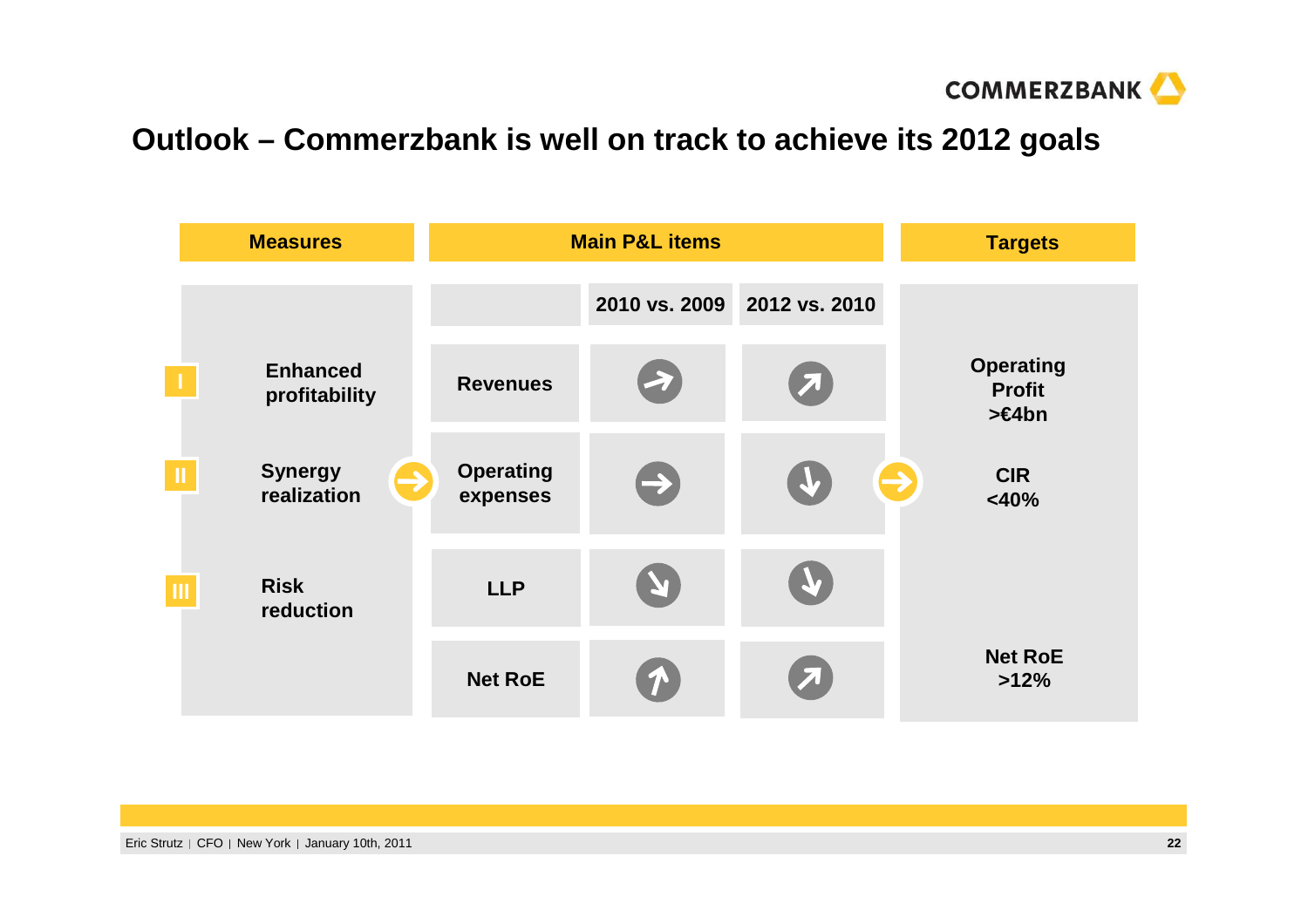# Outlook – Commerzbank is well on track to achieve its 2012 goals

| Measures | Main P&L items | 2010 vs. 2009 | 2012 vs. 2010 | Targets |
|---|---|---|---|---|
| I Enhanced profitability | Revenues | → | ↗ | Operating Profit >€4bn |
| II Synergy realization | Operating expenses | → | ↓ | CIR <40% |
| III Risk reduction | LLP | ↘ | ↓ | |
| | Net RoE | ↑ | ↗ | Net RoE >12% |

Eric Strutz | CFO | New York | January 10th, 2011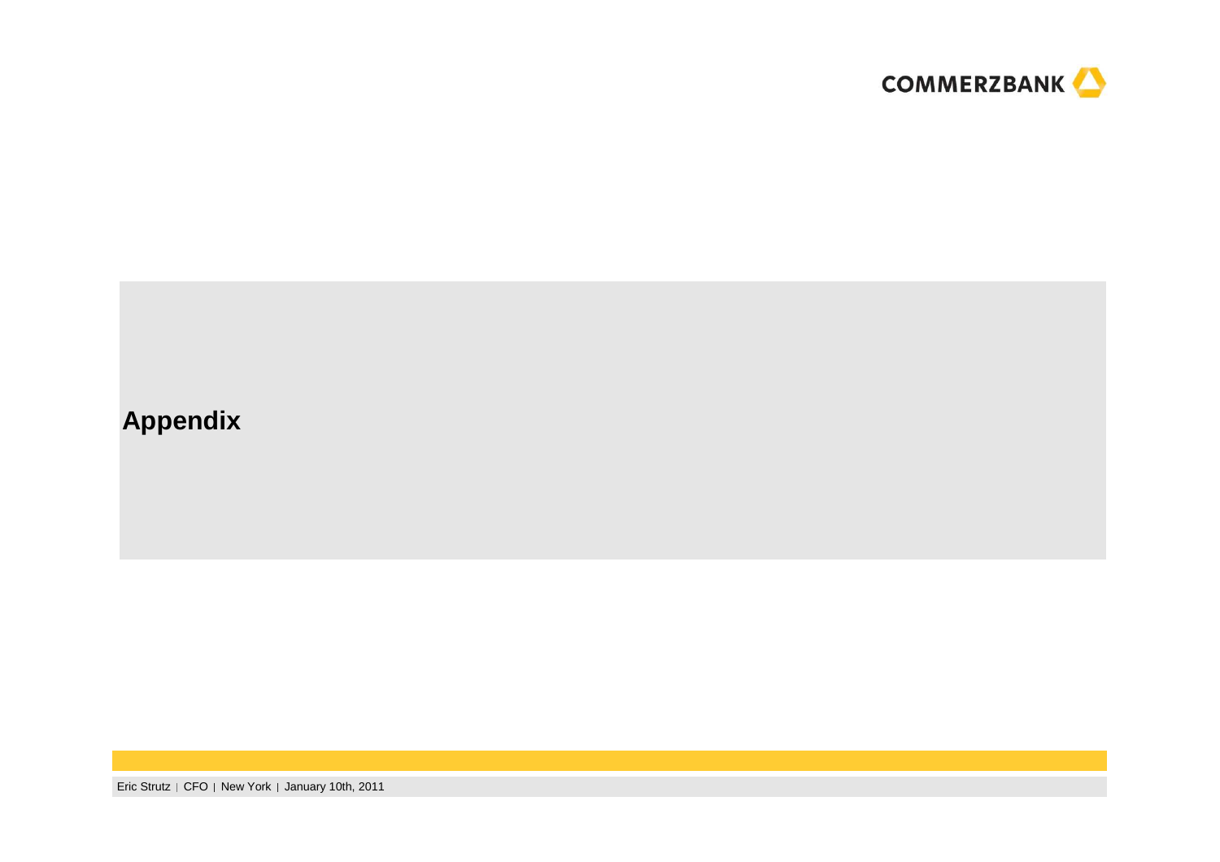# Appendix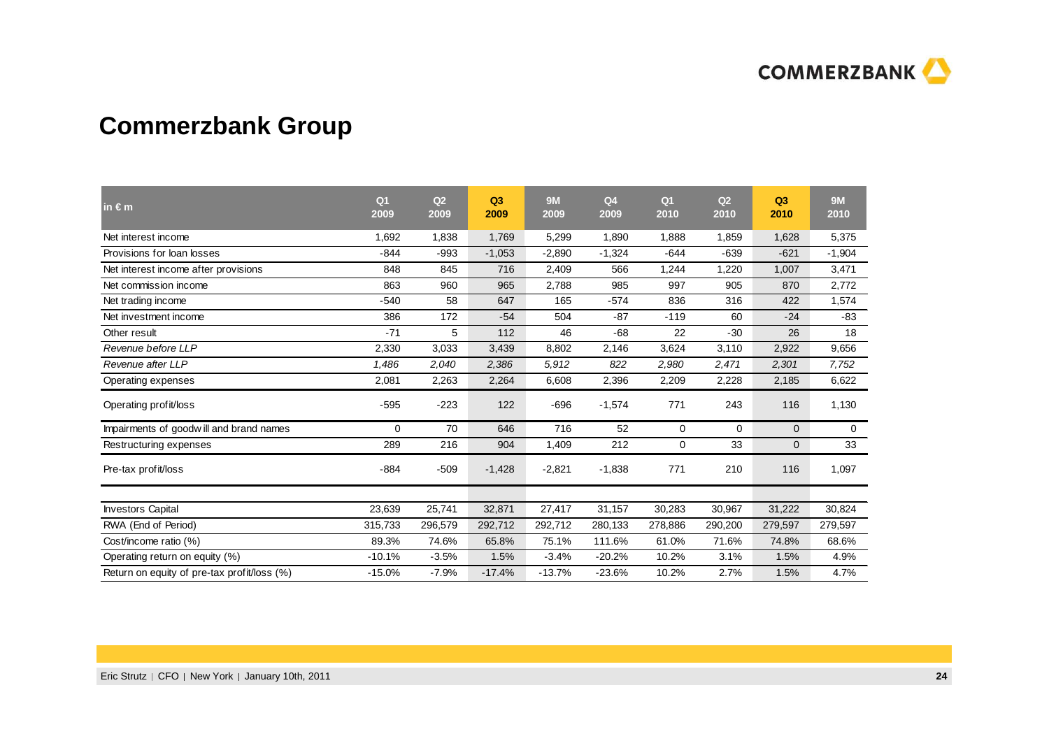# Commerzbank Group

| in € m | Q1 2009 | Q2 2009 | Q3 2009 | 9M 2009 | Q4 2009 | Q1 2010 | Q2 2010 | Q3 2010 | 9M 2010 |
|---|---|---|---|---|---|---|---|---|---|
| Net interest income | 1,692 | 1,838 | 1,769 | 5,299 | 1,890 | 1,888 | 1,859 | 1,628 | 5,375 |
| Provisions for loan losses | -844 | -993 | -1,053 | -2,890 | -1,324 | -644 | -639 | -621 | -1,904 |
| Net interest income after provisions | 848 | 845 | 716 | 2,409 | 566 | 1,244 | 1,220 | 1,007 | 3,471 |
| Net commission income | 863 | 960 | 965 | 2,788 | 985 | 997 | 905 | 870 | 2,772 |
| Net trading income | -540 | 58 | 647 | 165 | -574 | 836 | 316 | 422 | 1,574 |
| Net investment income | 386 | 172 | -54 | 504 | -87 | -119 | 60 | -24 | -83 |
| Other result | -71 | 5 | 112 | 46 | -68 | 22 | -30 | 26 | 18 |
| *Revenue before LLP* | 2,330 | 3,033 | 3,439 | 8,802 | 2,146 | 3,624 | 3,110 | 2,922 | 9,656 |
| *Revenue after LLP* | *1,486* | *2,040* | *2,386* | *5,912* | *822* | *2,980* | *2,471* | *2,301* | *7,752* |
| Operating expenses | 2,081 | 2,263 | 2,264 | 6,608 | 2,396 | 2,209 | 2,228 | 2,185 | 6,622 |
| Operating profit/loss | -595 | -223 | 122 | -696 | -1,574 | 771 | 243 | 116 | 1,130 |
| Impairments of goodwill and brand names | 0 | 70 | 646 | 716 | 52 | 0 | 0 | 0 | 0 |
| Restructuring expenses | 289 | 216 | 904 | 1,409 | 212 | 0 | 33 | 0 | 33 |
| Pre-tax profit/loss | -884 | -509 | -1,428 | -2,821 | -1,838 | 771 | 210 | 116 | 1,097 |
| | | | | | | | | | |
| Investors Capital | 23,639 | 25,741 | 32,871 | 27,417 | 31,157 | 30,283 | 30,967 | 31,222 | 30,824 |
| RWA (End of Period) | 315,733 | 296,579 | 292,712 | 292,712 | 280,133 | 278,886 | 290,200 | 279,597 | 279,597 |
| Cost/income ratio (%) | 89.3% | 74.6% | 65.8% | 75.1% | 111.6% | 61.0% | 71.6% | 74.8% | 68.6% |
| Operating return on equity (%) | -10.1% | -3.5% | 1.5% | -3.4% | -20.2% | 10.2% | 3.1% | 1.5% | 4.9% |
| Return on equity of pre-tax profit/loss (%) | -15.0% | -7.9% | -17.4% | -13.7% | -23.6% | 10.2% | 2.7% | 1.5% | 4.7% |

Eric Strutz | CFO | New York | January 10th, 2011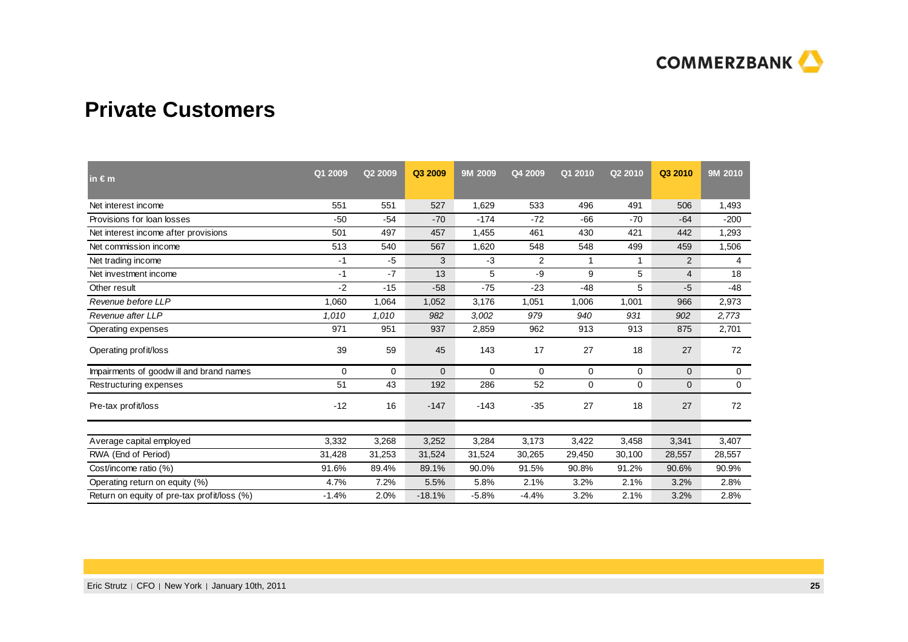## Private Customers

| in € m | Q1 2009 | Q2 2009 | Q3 2009 | 9M 2009 | Q4 2009 | Q1 2010 | Q2 2010 | Q3 2010 | 9M 2010 |
|---|---|---|---|---|---|---|---|---|---|
| Net interest income | 551 | 551 | 527 | 1,629 | 533 | 496 | 491 | 506 | 1,493 |
| Provisions for loan losses | -50 | -54 | -70 | -174 | -72 | -66 | -70 | -64 | -200 |
| Net interest income after provisions | 501 | 497 | 457 | 1,455 | 461 | 430 | 421 | 442 | 1,293 |
| Net commission income | 513 | 540 | 567 | 1,620 | 548 | 548 | 499 | 459 | 1,506 |
| Net trading income | -1 | -5 | 3 | -3 | 2 | 1 | 1 | 2 | 4 |
| Net investment income | -1 | -7 | 13 | 5 | -9 | 9 | 5 | 4 | 18 |
| Other result | -2 | -15 | -58 | -75 | -23 | -48 | 5 | -5 | -48 |
| *Revenue before LLP* | 1,060 | 1,064 | 1,052 | 3,176 | 1,051 | 1,006 | 1,001 | 966 | 2,973 |
| *Revenue after LLP* | *1,010* | *1,010* | *982* | *3,002* | *979* | *940* | *931* | *902* | *2,773* |
| Operating expenses | 971 | 951 | 937 | 2,859 | 962 | 913 | 913 | 875 | 2,701 |
| Operating profit/loss | 39 | 59 | 45 | 143 | 17 | 27 | 18 | 27 | 72 |
| Impairments of goodwill and brand names | 0 | 0 | 0 | 0 | 0 | 0 | 0 | 0 | 0 |
| Restructuring expenses | 51 | 43 | 192 | 286 | 52 | 0 | 0 | 0 | 0 |
| Pre-tax profit/loss | -12 | 16 | -147 | -143 | -35 | 27 | 18 | 27 | 72 |
| | | | | | | | | | |
| Average capital employed | 3,332 | 3,268 | 3,252 | 3,284 | 3,173 | 3,422 | 3,458 | 3,341 | 3,407 |
| RWA (End of Period) | 31,428 | 31,253 | 31,524 | 31,524 | 30,265 | 29,450 | 30,100 | 28,557 | 28,557 |
| Cost/income ratio (%) | 91.6% | 89.4% | 89.1% | 90.0% | 91.5% | 90.8% | 91.2% | 90.6% | 90.9% |
| Operating return on equity (%) | 4.7% | 7.2% | 5.5% | 5.8% | 2.1% | 3.2% | 2.1% | 3.2% | 2.8% |
| Return on equity of pre-tax profit/loss (%) | -1.4% | 2.0% | -18.1% | -5.8% | -4.4% | 3.2% | 2.1% | 3.2% | 2.8% |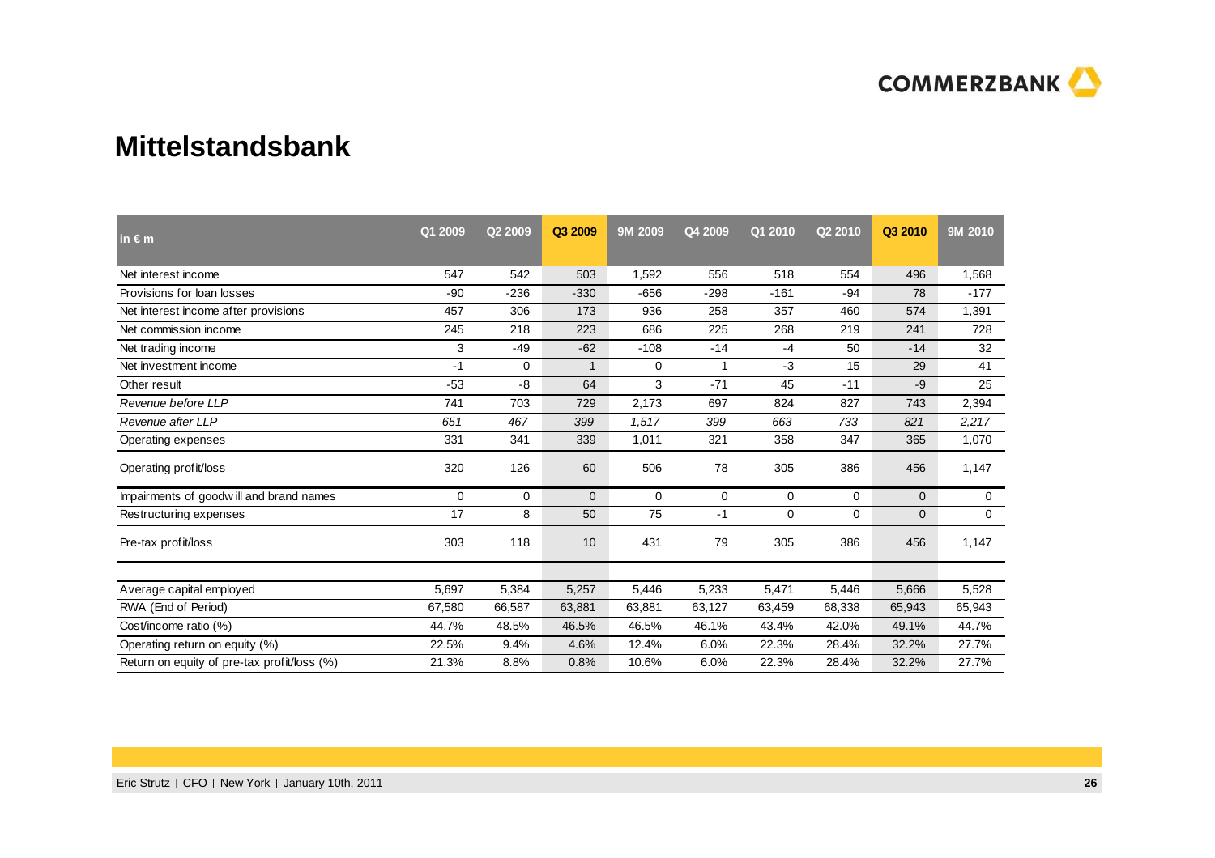# Mittelstandsbank

| in € m | Q1 2009 | Q2 2009 | Q3 2009 | 9M 2009 | Q4 2009 | Q1 2010 | Q2 2010 | Q3 2010 | 9M 2010 |
|---|---|---|---|---|---|---|---|---|---|
| Net interest income | 547 | 542 | 503 | 1,592 | 556 | 518 | 554 | 496 | 1,568 |
| Provisions for loan losses | -90 | -236 | -330 | -656 | -298 | -161 | -94 | 78 | -177 |
| Net interest income after provisions | 457 | 306 | 173 | 936 | 258 | 357 | 460 | 574 | 1,391 |
| Net commission income | 245 | 218 | 223 | 686 | 225 | 268 | 219 | 241 | 728 |
| Net trading income | 3 | -49 | -62 | -108 | -14 | -4 | 50 | -14 | 32 |
| Net investment income | -1 | 0 | 1 | 0 | 1 | -3 | 15 | 29 | 41 |
| Other result | -53 | -8 | 64 | 3 | -71 | 45 | -11 | -9 | 25 |
| *Revenue before LLP* | 741 | 703 | 729 | 2,173 | 697 | 824 | 827 | 743 | 2,394 |
| *Revenue after LLP* | *651* | *467* | *399* | *1,517* | *399* | *663* | *733* | *821* | *2,217* |
| Operating expenses | 331 | 341 | 339 | 1,011 | 321 | 358 | 347 | 365 | 1,070 |
| Operating profit/loss | 320 | 126 | 60 | 506 | 78 | 305 | 386 | 456 | 1,147 |
| Impairments of goodwill and brand names | 0 | 0 | 0 | 0 | 0 | 0 | 0 | 0 | 0 |
| Restructuring expenses | 17 | 8 | 50 | 75 | -1 | 0 | 0 | 0 | 0 |
| Pre-tax profit/loss | 303 | 118 | 10 | 431 | 79 | 305 | 386 | 456 | 1,147 |
| | | | | | | | | | |
| Average capital employed | 5,697 | 5,384 | 5,257 | 5,446 | 5,233 | 5,471 | 5,446 | 5,666 | 5,528 |
| RWA (End of Period) | 67,580 | 66,587 | 63,881 | 63,881 | 63,127 | 63,459 | 68,338 | 65,943 | 65,943 |
| Cost/income ratio (%) | 44.7% | 48.5% | 46.5% | 46.5% | 46.1% | 43.4% | 42.0% | 49.1% | 44.7% |
| Operating return on equity (%) | 22.5% | 9.4% | 4.6% | 12.4% | 6.0% | 22.3% | 28.4% | 32.2% | 27.7% |
| Return on equity of pre-tax profit/loss (%) | 21.3% | 8.8% | 0.8% | 10.6% | 6.0% | 22.3% | 28.4% | 32.2% | 27.7% |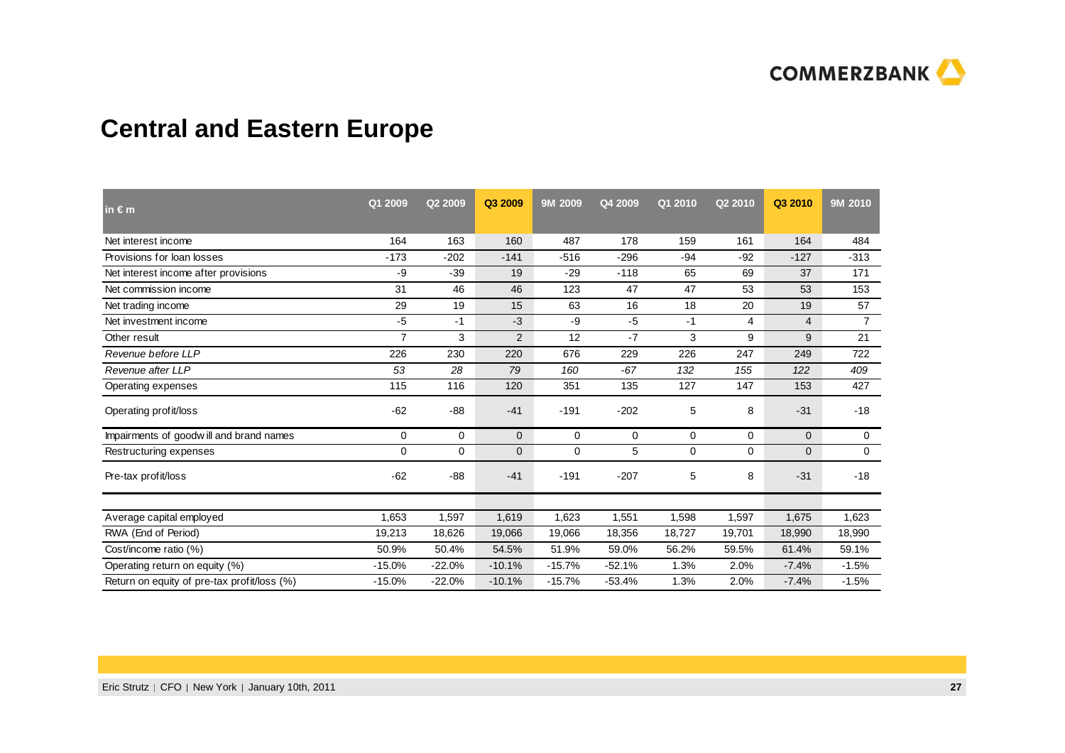# Central and Eastern Europe

| in € m | Q1 2009 | Q2 2009 | Q3 2009 | 9M 2009 | Q4 2009 | Q1 2010 | Q2 2010 | Q3 2010 | 9M 2010 |
|---|---|---|---|---|---|---|---|---|---|
| Net interest income | 164 | 163 | 160 | 487 | 178 | 159 | 161 | 164 | 484 |
| Provisions for loan losses | -173 | -202 | -141 | -516 | -296 | -94 | -92 | -127 | -313 |
| Net interest income after provisions | -9 | -39 | 19 | -29 | -118 | 65 | 69 | 37 | 171 |
| Net commission income | 31 | 46 | 46 | 123 | 47 | 47 | 53 | 53 | 153 |
| Net trading income | 29 | 19 | 15 | 63 | 16 | 18 | 20 | 19 | 57 |
| Net investment income | -5 | -1 | -3 | -9 | -5 | -1 | 4 | 4 | 7 |
| Other result | 7 | 3 | 2 | 12 | -7 | 3 | 9 | 9 | 21 |
| *Revenue before LLP* | 226 | 230 | 220 | 676 | 229 | 226 | 247 | 249 | 722 |
| *Revenue after LLP* | *53* | *28* | *79* | *160* | *-67* | *132* | *155* | *122* | *409* |
| Operating expenses | 115 | 116 | 120 | 351 | 135 | 127 | 147 | 153 | 427 |
| Operating profit/loss | -62 | -88 | -41 | -191 | -202 | 5 | 8 | -31 | -18 |
| Impairments of goodwill and brand names | 0 | 0 | 0 | 0 | 0 | 0 | 0 | 0 | 0 |
| Restructuring expenses | 0 | 0 | 0 | 0 | 5 | 0 | 0 | 0 | 0 |
| Pre-tax profit/loss | -62 | -88 | -41 | -191 | -207 | 5 | 8 | -31 | -18 |
| | | | | | | | | | |
| Average capital employed | 1,653 | 1,597 | 1,619 | 1,623 | 1,551 | 1,598 | 1,597 | 1,675 | 1,623 |
| RWA (End of Period) | 19,213 | 18,626 | 19,066 | 19,066 | 18,356 | 18,727 | 19,701 | 18,990 | 18,990 |
| Cost/income ratio (%) | 50.9% | 50.4% | 54.5% | 51.9% | 59.0% | 56.2% | 59.5% | 61.4% | 59.1% |
| Operating return on equity (%) | -15.0% | -22.0% | -10.1% | -15.7% | -52.1% | 1.3% | 2.0% | -7.4% | -1.5% |
| Return on equity of pre-tax profit/loss (%) | -15.0% | -22.0% | -10.1% | -15.7% | -53.4% | 1.3% | 2.0% | -7.4% | -1.5% |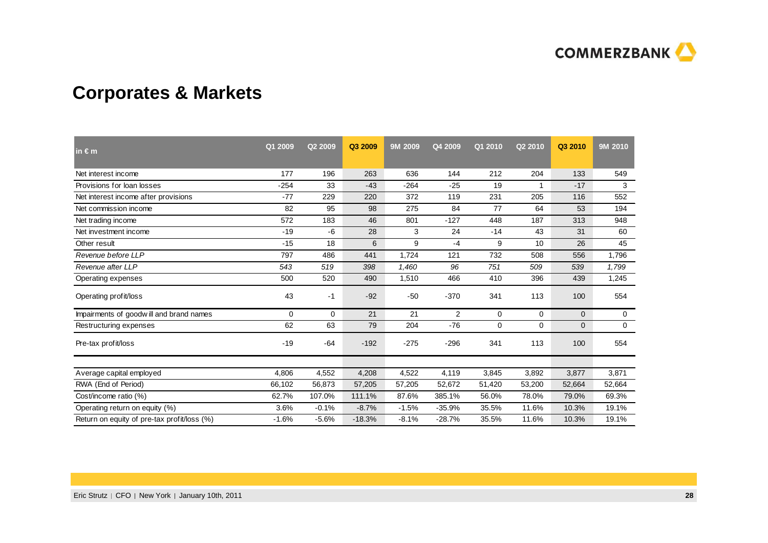# Corporates & Markets

| in € m | Q1 2009 | Q2 2009 | Q3 2009 | 9M 2009 | Q4 2009 | Q1 2010 | Q2 2010 | Q3 2010 | 9M 2010 |
|---|---|---|---|---|---|---|---|---|---|
| Net interest income | 177 | 196 | 263 | 636 | 144 | 212 | 204 | 133 | 549 |
| Provisions for loan losses | -254 | 33 | -43 | -264 | -25 | 19 | 1 | -17 | 3 |
| Net interest income after provisions | -77 | 229 | 220 | 372 | 119 | 231 | 205 | 116 | 552 |
| Net commission income | 82 | 95 | 98 | 275 | 84 | 77 | 64 | 53 | 194 |
| Net trading income | 572 | 183 | 46 | 801 | -127 | 448 | 187 | 313 | 948 |
| Net investment income | -19 | -6 | 28 | 3 | 24 | -14 | 43 | 31 | 60 |
| Other result | -15 | 18 | 6 | 9 | -4 | 9 | 10 | 26 | 45 |
| *Revenue before LLP* | 797 | 486 | 441 | 1,724 | 121 | 732 | 508 | 556 | 1,796 |
| *Revenue after LLP* | *543* | *519* | *398* | *1,460* | *96* | *751* | *509* | *539* | *1,799* |
| Operating expenses | 500 | 520 | 490 | 1,510 | 466 | 410 | 396 | 439 | 1,245 |
| Operating profit/loss | 43 | -1 | -92 | -50 | -370 | 341 | 113 | 100 | 554 |
| Impairments of goodwill and brand names | 0 | 0 | 21 | 21 | 2 | 0 | 0 | 0 | 0 |
| Restructuring expenses | 62 | 63 | 79 | 204 | -76 | 0 | 0 | 0 | 0 |
| Pre-tax profit/loss | -19 | -64 | -192 | -275 | -296 | 341 | 113 | 100 | 554 |
| | | | | | | | | | |
| Average capital employed | 4,806 | 4,552 | 4,208 | 4,522 | 4,119 | 3,845 | 3,892 | 3,877 | 3,871 |
| RWA (End of Period) | 66,102 | 56,873 | 57,205 | 57,205 | 52,672 | 51,420 | 53,200 | 52,664 | 52,664 |
| Cost/income ratio (%) | 62.7% | 107.0% | 111.1% | 87.6% | 385.1% | 56.0% | 78.0% | 79.0% | 69.3% |
| Operating return on equity (%) | 3.6% | -0.1% | -8.7% | -1.5% | -35.9% | 35.5% | 11.6% | 10.3% | 19.1% |
| Return on equity of pre-tax profit/loss (%) | -1.6% | -5.6% | -18.3% | -8.1% | -28.7% | 35.5% | 11.6% | 10.3% | 19.1% |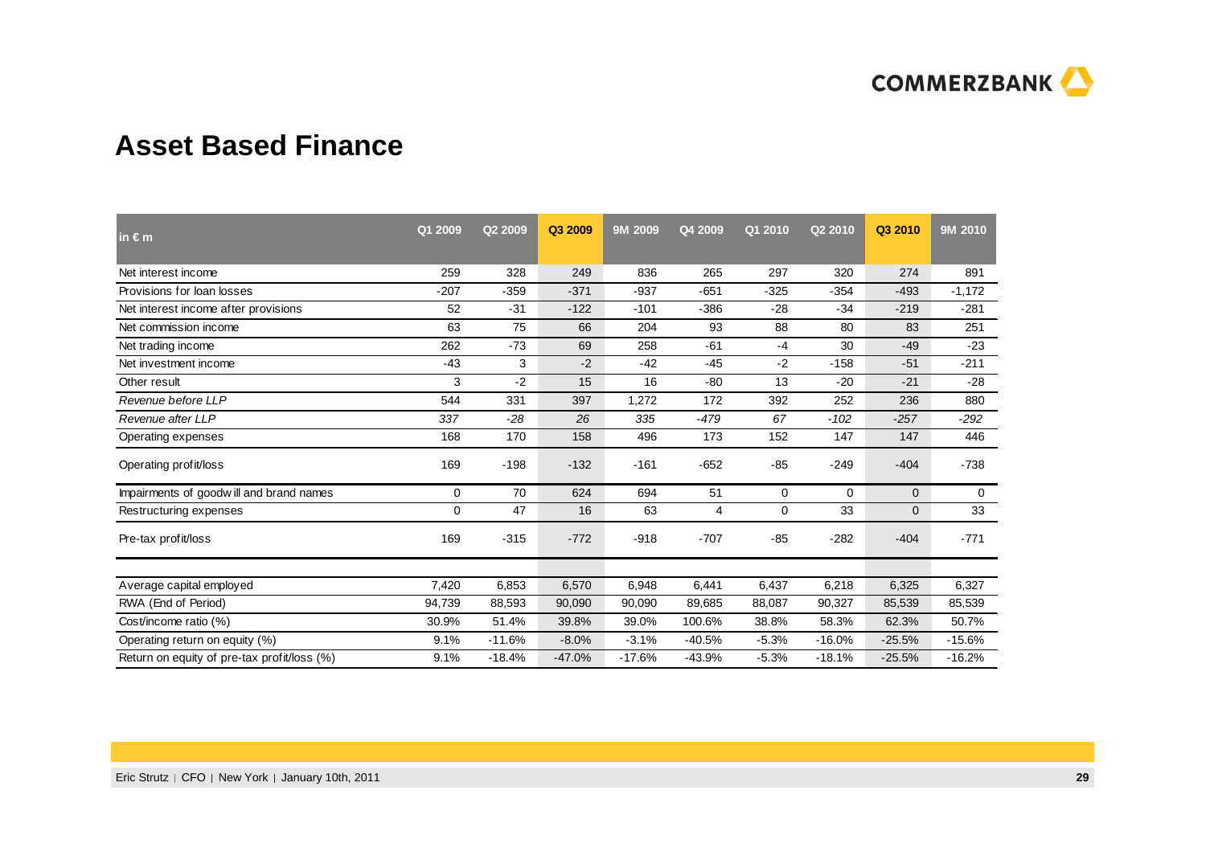# Asset Based Finance

| in € m | Q1 2009 | Q2 2009 | Q3 2009 | 9M 2009 | Q4 2009 | Q1 2010 | Q2 2010 | Q3 2010 | 9M 2010 |
|---|---|---|---|---|---|---|---|---|---|
| Net interest income | 259 | 328 | 249 | 836 | 265 | 297 | 320 | 274 | 891 |
| Provisions for loan losses | -207 | -359 | -371 | -937 | -651 | -325 | -354 | -493 | -1,172 |
| Net interest income after provisions | 52 | -31 | -122 | -101 | -386 | -28 | -34 | -219 | -281 |
| Net commission income | 63 | 75 | 66 | 204 | 93 | 88 | 80 | 83 | 251 |
| Net trading income | 262 | -73 | 69 | 258 | -61 | -4 | 30 | -49 | -23 |
| Net investment income | -43 | 3 | -2 | -42 | -45 | -2 | -158 | -51 | -211 |
| Other result | 3 | -2 | 15 | 16 | -80 | 13 | -20 | -21 | -28 |
| *Revenue before LLP* | 544 | 331 | 397 | 1,272 | 172 | 392 | 252 | 236 | 880 |
| *Revenue after LLP* | *337* | *-28* | *26* | *335* | *-479* | *67* | *-102* | *-257* | *-292* |
| Operating expenses | 168 | 170 | 158 | 496 | 173 | 152 | 147 | 147 | 446 |
| Operating profit/loss | 169 | -198 | -132 | -161 | -652 | -85 | -249 | -404 | -738 |
| Impairments of goodwill and brand names | 0 | 70 | 624 | 694 | 51 | 0 | 0 | 0 | 0 |
| Restructuring expenses | 0 | 47 | 16 | 63 | 4 | 0 | 33 | 0 | 33 |
| Pre-tax profit/loss | 169 | -315 | -772 | -918 | -707 | -85 | -282 | -404 | -771 |
| | | | | | | | | | |
| Average capital employed | 7,420 | 6,853 | 6,570 | 6,948 | 6,441 | 6,437 | 6,218 | 6,325 | 6,327 |
| RWA (End of Period) | 94,739 | 88,593 | 90,090 | 90,090 | 89,685 | 88,087 | 90,327 | 85,539 | 85,539 |
| Cost/income ratio (%) | 30.9% | 51.4% | 39.8% | 39.0% | 100.6% | 38.8% | 58.3% | 62.3% | 50.7% |
| Operating return on equity (%) | 9.1% | -11.6% | -8.0% | -3.1% | -40.5% | -5.3% | -16.0% | -25.5% | -15.6% |
| Return on equity of pre-tax profit/loss (%) | 9.1% | -18.4% | -47.0% | -17.6% | -43.9% | -5.3% | -18.1% | -25.5% | -16.2% |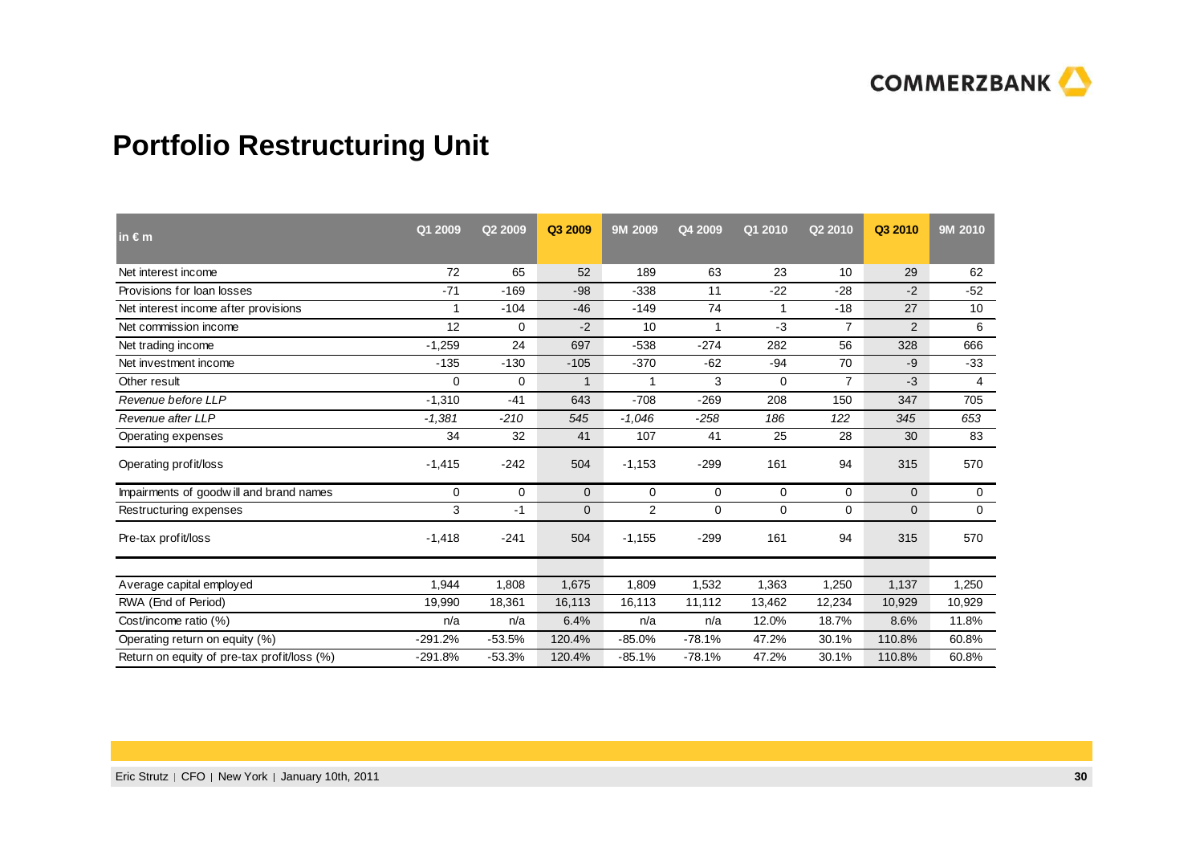# Portfolio Restructuring Unit

| in € m | Q1 2009 | Q2 2009 | Q3 2009 | 9M 2009 | Q4 2009 | Q1 2010 | Q2 2010 | Q3 2010 | 9M 2010 |
|---|---|---|---|---|---|---|---|---|---|
| Net interest income | 72 | 65 | 52 | 189 | 63 | 23 | 10 | 29 | 62 |
| Provisions for loan losses | -71 | -169 | -98 | -338 | 11 | -22 | -28 | -2 | -52 |
| Net interest income after provisions | 1 | -104 | -46 | -149 | 74 | 1 | -18 | 27 | 10 |
| Net commission income | 12 | 0 | -2 | 10 | 1 | -3 | 7 | 2 | 6 |
| Net trading income | -1,259 | 24 | 697 | -538 | -274 | 282 | 56 | 328 | 666 |
| Net investment income | -135 | -130 | -105 | -370 | -62 | -94 | 70 | -9 | -33 |
| Other result | 0 | 0 | 1 | 1 | 3 | 0 | 7 | -3 | 4 |
| *Revenue before LLP* | *-1,310* | *-41* | *643* | *-708* | *-269* | *208* | *150* | *347* | *705* |
| *Revenue after LLP* | *-1,381* | *-210* | *545* | *-1,046* | *-258* | *186* | *122* | *345* | *653* |
| Operating expenses | 34 | 32 | 41 | 107 | 41 | 25 | 28 | 30 | 83 |
| Operating profit/loss | -1,415 | -242 | 504 | -1,153 | -299 | 161 | 94 | 315 | 570 |
| Impairments of goodwill and brand names | 0 | 0 | 0 | 0 | 0 | 0 | 0 | 0 | 0 |
| Restructuring expenses | 3 | -1 | 0 | 2 | 0 | 0 | 0 | 0 | 0 |
| Pre-tax profit/loss | -1,418 | -241 | 504 | -1,155 | -299 | 161 | 94 | 315 | 570 |
| | | | | | | | | | |
| Average capital employed | 1,944 | 1,808 | 1,675 | 1,809 | 1,532 | 1,363 | 1,250 | 1,137 | 1,250 |
| RWA (End of Period) | 19,990 | 18,361 | 16,113 | 16,113 | 11,112 | 13,462 | 12,234 | 10,929 | 10,929 |
| Cost/income ratio (%) | n/a | n/a | 6.4% | n/a | n/a | 12.0% | 18.7% | 8.6% | 11.8% |
| Operating return on equity (%) | -291.2% | -53.5% | 120.4% | -85.0% | -78.1% | 47.2% | 30.1% | 110.8% | 60.8% |
| Return on equity of pre-tax profit/loss (%) | -291.8% | -53.3% | 120.4% | -85.1% | -78.1% | 47.2% | 30.1% | 110.8% | 60.8% |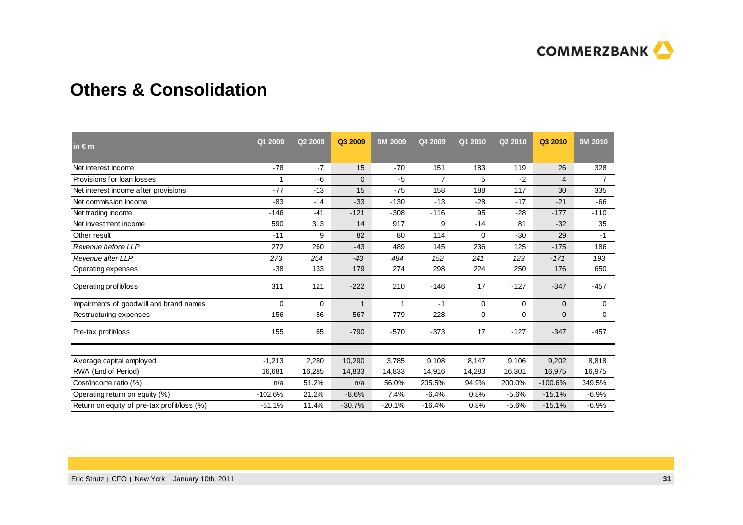# Others & Consolidation

| in € m | Q1 2009 | Q2 2009 | Q3 2009 | 9M 2009 | Q4 2009 | Q1 2010 | Q2 2010 | Q3 2010 | 9M 2010 |
|---|---|---|---|---|---|---|---|---|---|
| Net interest income | -78 | -7 | 15 | -70 | 151 | 183 | 119 | 26 | 328 |
| Provisions for loan losses | 1 | -6 | 0 | -5 | 7 | 5 | -2 | 4 | 7 |
| Net interest income after provisions | -77 | -13 | 15 | -75 | 158 | 188 | 117 | 30 | 335 |
| Net commission income | -83 | -14 | -33 | -130 | -13 | -28 | -17 | -21 | -66 |
| Net trading income | -146 | -41 | -121 | -308 | -116 | 95 | -28 | -177 | -110 |
| Net investment income | 590 | 313 | 14 | 917 | 9 | -14 | 81 | -32 | 35 |
| Other result | -11 | 9 | 82 | 80 | 114 | 0 | -30 | 29 | -1 |
| *Revenue before LLP* | 272 | 260 | -43 | 489 | 145 | 236 | 125 | -175 | 186 |
| *Revenue after LLP* | *273* | *254* | *-43* | *484* | *152* | *241* | *123* | *-171* | *193* |
| Operating expenses | -38 | 133 | 179 | 274 | 298 | 224 | 250 | 176 | 650 |
| Operating profit/loss | 311 | 121 | -222 | 210 | -146 | 17 | -127 | -347 | -457 |
| Impairments of goodwill and brand names | 0 | 0 | 1 | 1 | -1 | 0 | 0 | 0 | 0 |
| Restructuring expenses | 156 | 56 | 567 | 779 | 228 | 0 | 0 | 0 | 0 |
| Pre-tax profit/loss | 155 | 65 | -790 | -570 | -373 | 17 | -127 | -347 | -457 |
| | | | | | | | | | |
| Average capital employed | -1,213 | 2,280 | 10,290 | 3,785 | 9,108 | 8,147 | 9,106 | 9,202 | 8,818 |
| RWA (End of Period) | 16,681 | 16,285 | 14,833 | 14,833 | 14,916 | 14,283 | 16,301 | 16,975 | 16,975 |
| Cost/income ratio (%) | n/a | 51.2% | n/a | 56.0% | 205.5% | 94.9% | 200.0% | -100.6% | 349.5% |
| Operating return on equity (%) | -102.6% | 21.2% | -8.6% | 7.4% | -6.4% | 0.8% | -5.6% | -15.1% | -6.9% |
| Return on equity of pre-tax profit/loss (%) | -51.1% | 11.4% | -30.7% | -20.1% | -16.4% | 0.8% | -5.6% | -15.1% | -6.9% |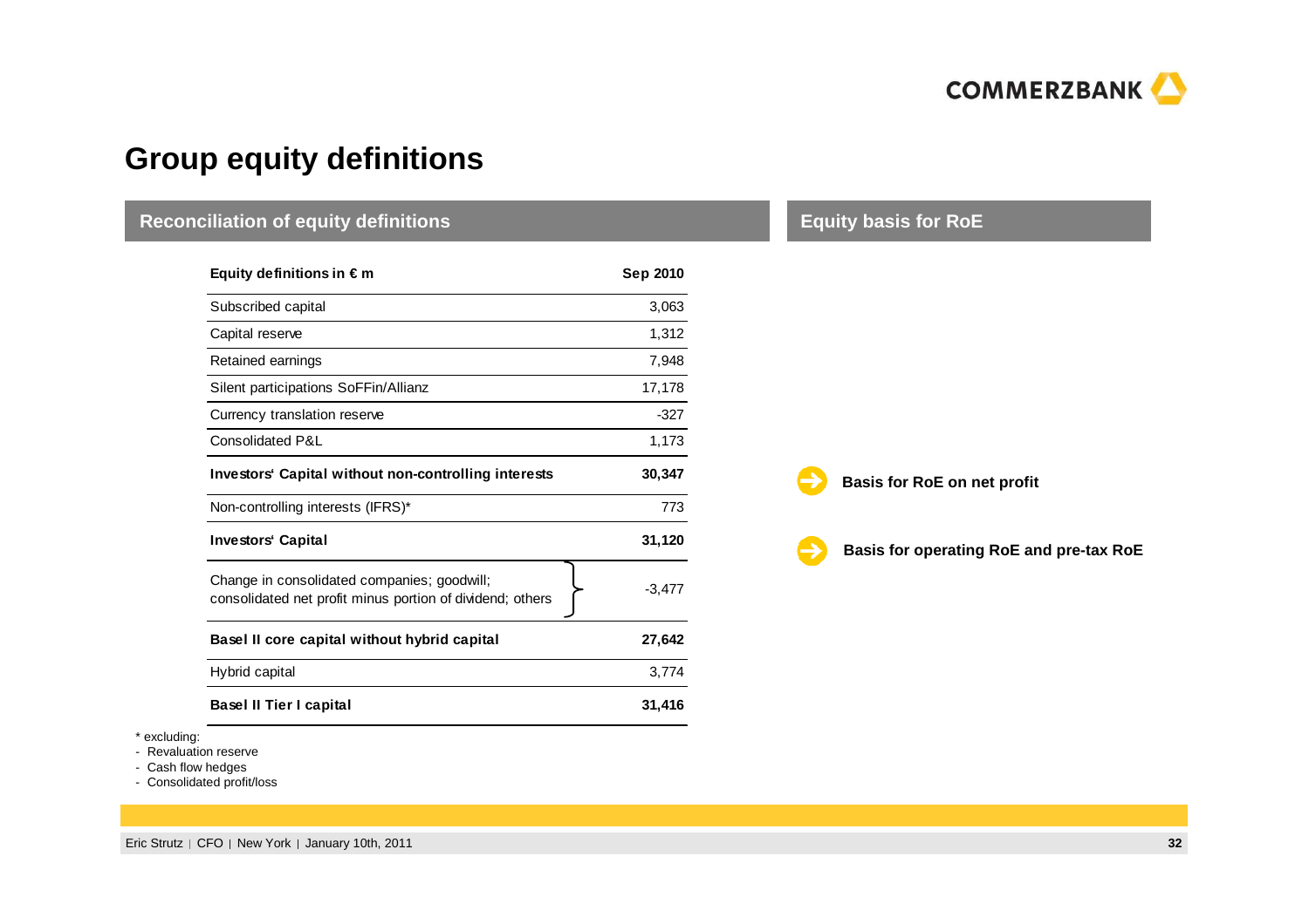# Group equity definitions

## Reconciliation of equity definitions

| Equity definitions in € m | Sep 2010 |
|---|---|
| Subscribed capital | 3,063 |
| Capital reserve | 1,312 |
| Retained earnings | 7,948 |
| Silent participations SoFFin/Allianz | 17,178 |
| Currency translation reserve | -327 |
| Consolidated P&L | 1,173 |
| **Investors' Capital without non-controlling interests** | **30,347** |
| Non-controlling interests (IFRS)* | 773 |
| **Investors' Capital** | **31,120** |
| Change in consolidated companies; goodwill; consolidated net profit minus portion of dividend; others | -3,477 |
| **Basel II core capital without hybrid capital** | **27,642** |
| Hybrid capital | 3,774 |
| **Basel II Tier I capital** | **31,416** |

\* excluding:
- Revaluation reserve
- Cash flow hedges
- Consolidated profit/loss

## Equity basis for RoE

- **Basis for RoE on net profit** (Investors' Capital without non-controlling interests)
- **Basis for operating RoE and pre-tax RoE** (Investors' Capital)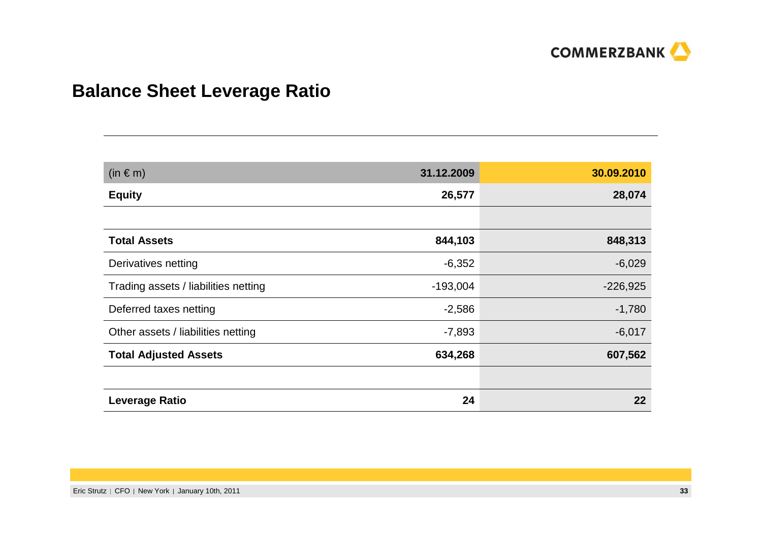## Balance Sheet Leverage Ratio

| (in € m) | 31.12.2009 | 30.09.2010 |
|---|---|---|
| **Equity** | **26,577** | **28,074** |
| | | |
| **Total Assets** | **844,103** | **848,313** |
| Derivatives netting | -6,352 | -6,029 |
| Trading assets / liabilities netting | -193,004 | -226,925 |
| Deferred taxes netting | -2,586 | -1,780 |
| Other assets / liabilities netting | -7,893 | -6,017 |
| **Total Adjusted Assets** | **634,268** | **607,562** |
| | | |
| **Leverage Ratio** | **24** | **22** |

Eric Strutz | CFO | New York | January 10th, 2011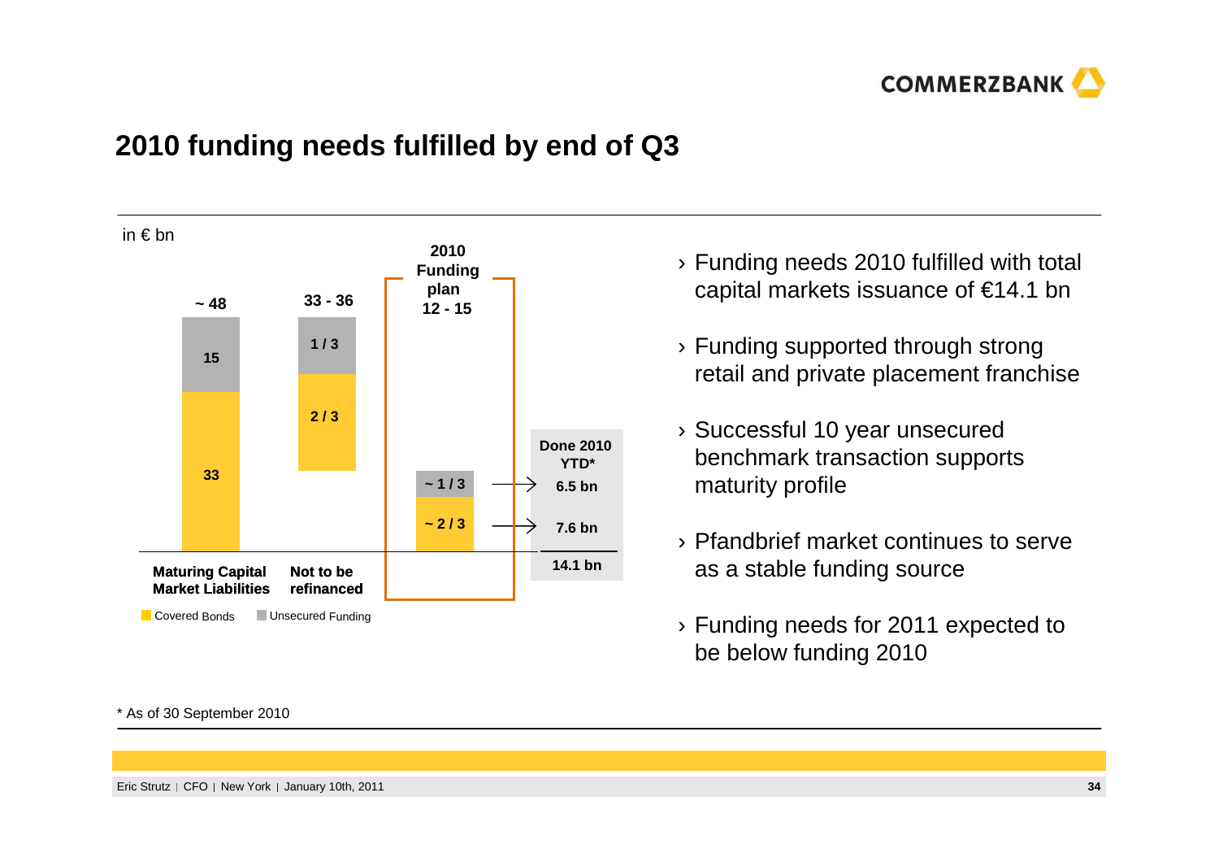# 2010 funding needs fulfilled by end of Q3

in € bn

| | Maturing Capital Market Liabilities | Not to be refinanced | 2010 Funding plan | Done 2010 YTD* |
|---|---|---|---|---|
| Total | ~ 48 | 33 - 36 | 12 - 15 | 14.1 bn |
| Unsecured Funding | 15 | 1 / 3 | ~ 1 / 3 | 6.5 bn |
| Covered Bonds | 33 | 2 / 3 | ~ 2 / 3 | 7.6 bn |

- Funding needs 2010 fulfilled with total capital markets issuance of €14.1 bn
- Funding supported through strong retail and private placement franchise
- Successful 10 year unsecured benchmark transaction supports maturity profile
- Pfandbrief market continues to serve as a stable funding source
- Funding needs for 2011 expected to be below funding 2010

* As of 30 September 2010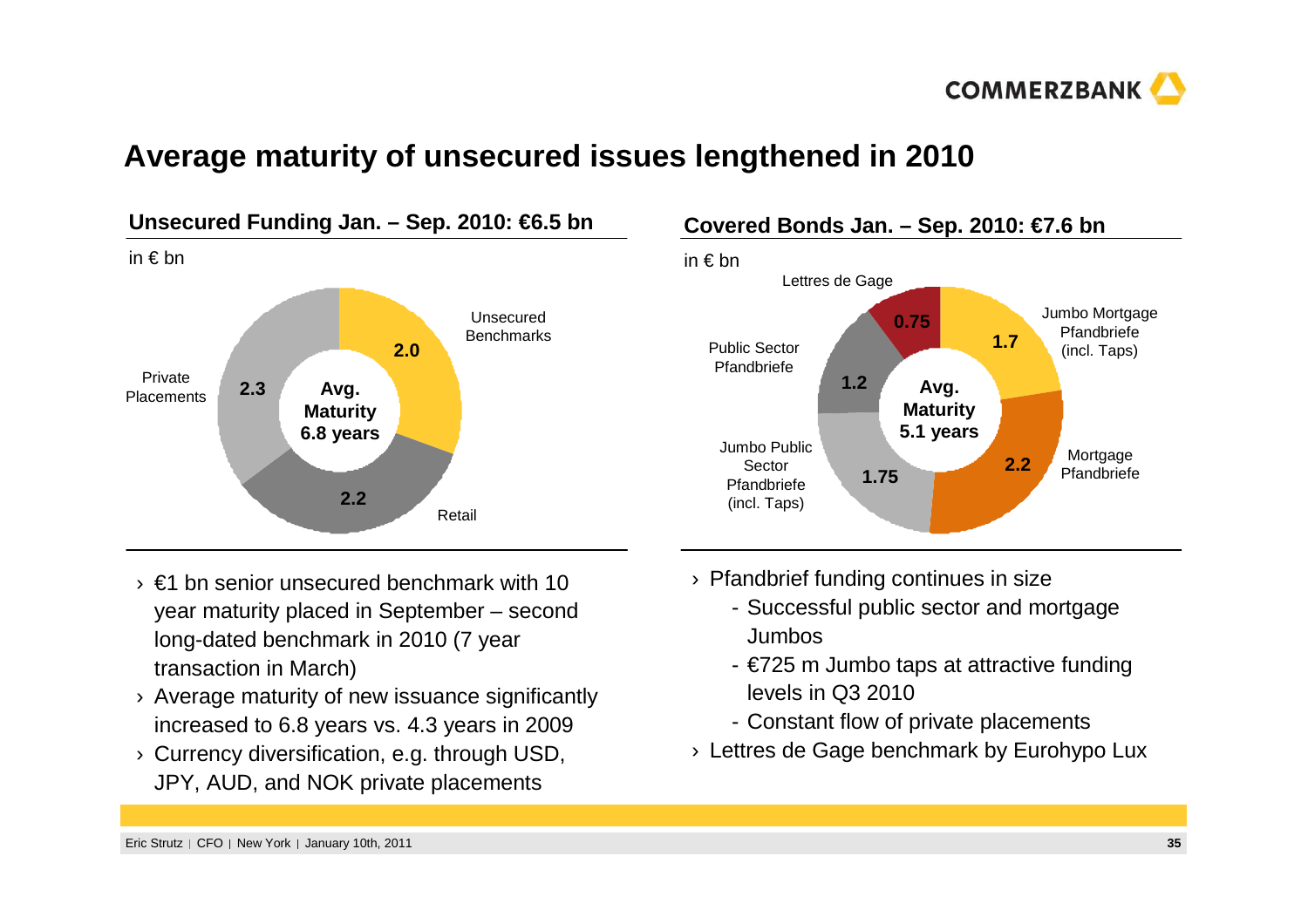# Average maturity of unsecured issues lengthened in 2010

## Unsecured Funding Jan. – Sep. 2010: €6.5 bn

in € bn

| Category | Amount |
|---|---|
| Unsecured Benchmarks | 2.0 |
| Retail | 2.2 |
| Private Placements | 2.3 |

**Avg. Maturity 6.8 years**

- €1 bn senior unsecured benchmark with 10 year maturity placed in September – second long-dated benchmark in 2010 (7 year transaction in March)
- Average maturity of new issuance significantly increased to 6.8 years vs. 4.3 years in 2009
- Currency diversification, e.g. through USD, JPY, AUD, and NOK private placements

## Covered Bonds Jan. – Sep. 2010: €7.6 bn

in € bn

| Category | Amount |
|---|---|
| Jumbo Mortgage Pfandbriefe (incl. Taps) | 1.7 |
| Mortgage Pfandbriefe | 2.2 |
| Jumbo Public Sector Pfandbriefe (incl. Taps) | 1.75 |
| Public Sector Pfandbriefe | 1.2 |
| Lettres de Gage | 0.75 |

**Avg. Maturity 5.1 years**

- Pfandbrief funding continues in size
  - Successful public sector and mortgage Jumbos
  - €725 m Jumbo taps at attractive funding levels in Q3 2010
  - Constant flow of private placements
- Lettres de Gage benchmark by Eurohypo Lux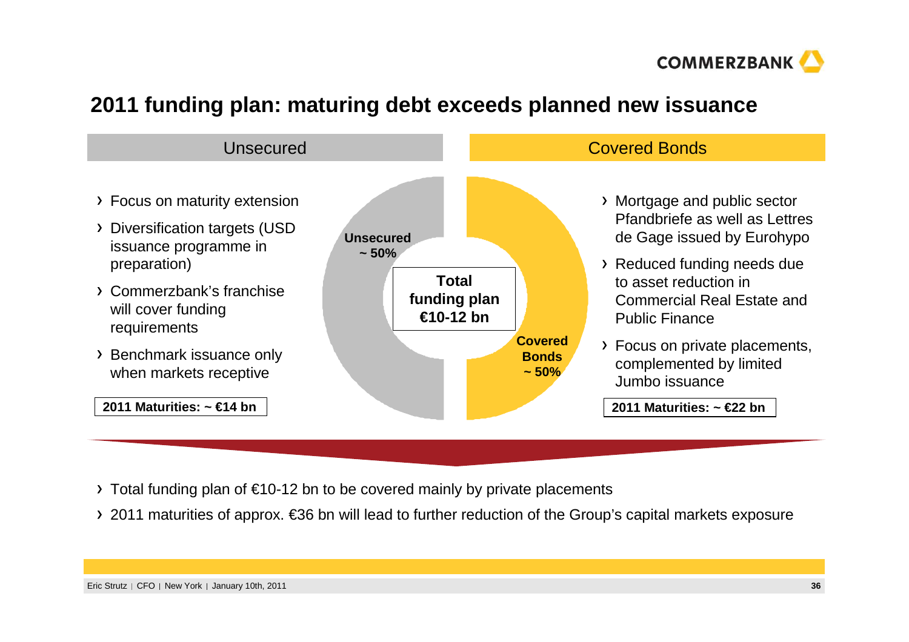# 2011 funding plan: maturing debt exceeds planned new issuance

## Unsecured

- Focus on maturity extension
- Diversification targets (USD issuance programme in preparation)
- Commerzbank's franchise will cover funding requirements
- Benchmark issuance only when markets receptive

**2011 Maturities: ~ €14 bn**

**Unsecured ~ 50%**

**Total funding plan €10-12 bn**

**Covered Bonds ~ 50%**

## Covered Bonds

- Mortgage and public sector Pfandbriefe as well as Lettres de Gage issued by Eurohypo
- Reduced funding needs due to asset reduction in Commercial Real Estate and Public Finance
- Focus on private placements, complemented by limited Jumbo issuance

**2011 Maturities: ~ €22 bn**

- Total funding plan of €10-12 bn to be covered mainly by private placements
- 2011 maturities of approx. €36 bn will lead to further reduction of the Group's capital markets exposure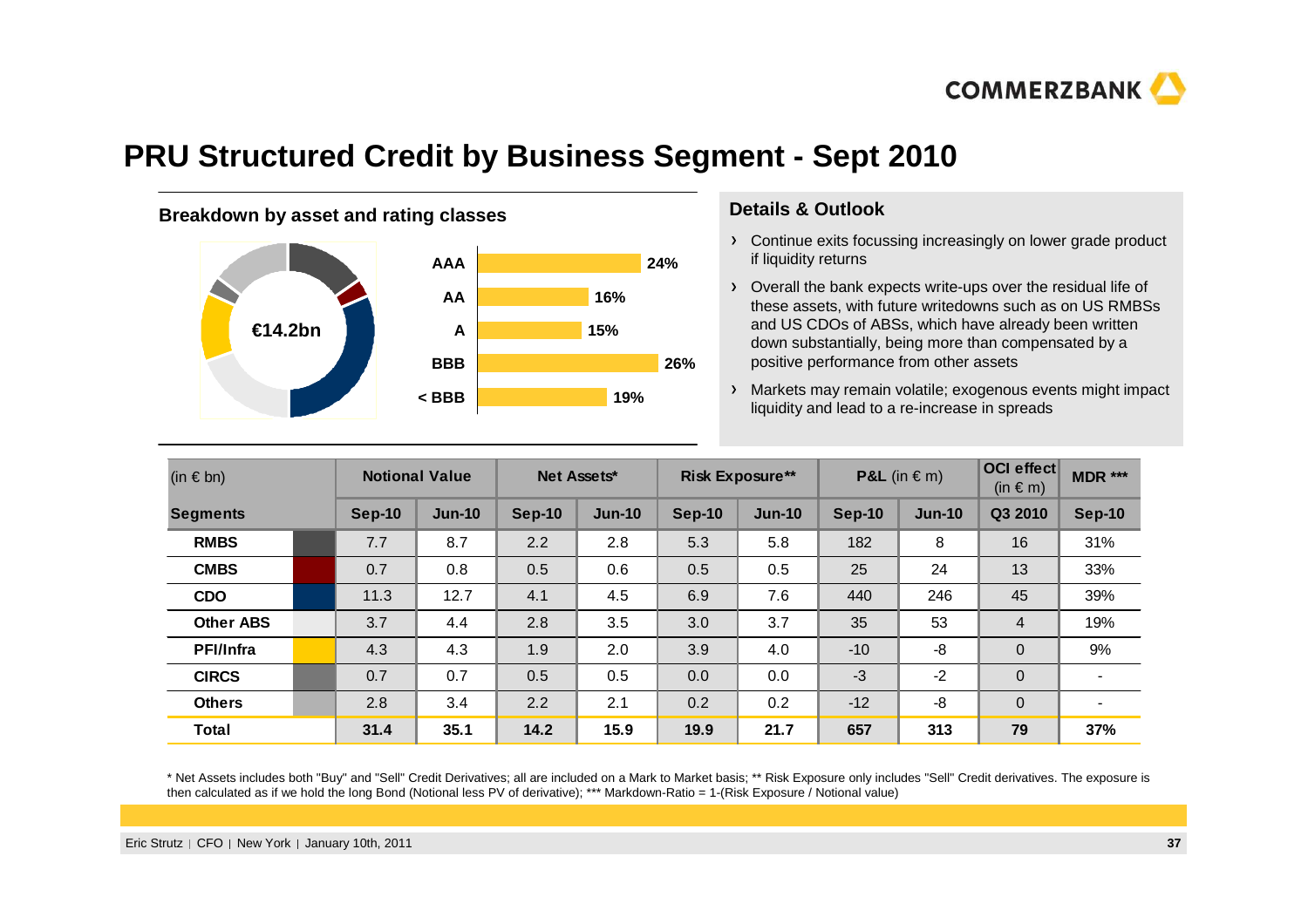# PRU Structured Credit by Business Segment - Sept 2010

## Breakdown by asset and rating classes

€14.2bn

| Rating | Share |
|---|---|
| AAA | 24% |
| AA | 16% |
| A | 15% |
| BBB | 26% |
| < BBB | 19% |

## Details & Outlook

- Continue exits focussing increasingly on lower grade product if liquidity returns
- Overall the bank expects write-ups over the residual life of these assets, with future writedowns such as on US RMBSs and US CDOs of ABSs, which have already been written down substantially, being more than compensated by a positive performance from other assets
- Markets may remain volatile; exogenous events might impact liquidity and lead to a re-increase in spreads

| (in € bn) | Notional Value | | Net Assets* | | Risk Exposure** | | P&L (in € m) | | OCI effect (in € m) | MDR *** |
|---|---|---|---|---|---|---|---|---|---|---|
| **Segments** | **Sep-10** | **Jun-10** | **Sep-10** | **Jun-10** | **Sep-10** | **Jun-10** | **Sep-10** | **Jun-10** | **Q3 2010** | **Sep-10** |
| **RMBS** | 7.7 | 8.7 | 2.2 | 2.8 | 5.3 | 5.8 | 182 | 8 | 16 | 31% |
| **CMBS** | 0.7 | 0.8 | 0.5 | 0.6 | 0.5 | 0.5 | 25 | 24 | 13 | 33% |
| **CDO** | 11.3 | 12.7 | 4.1 | 4.5 | 6.9 | 7.6 | 440 | 246 | 45 | 39% |
| **Other ABS** | 3.7 | 4.4 | 2.8 | 3.5 | 3.0 | 3.7 | 35 | 53 | 4 | 19% |
| **PFI/Infra** | 4.3 | 4.3 | 1.9 | 2.0 | 3.9 | 4.0 | -10 | -8 | 0 | 9% |
| **CIRCS** | 0.7 | 0.7 | 0.5 | 0.5 | 0.0 | 0.0 | -3 | -2 | 0 | - |
| **Others** | 2.8 | 3.4 | 2.2 | 2.1 | 0.2 | 0.2 | -12 | -8 | 0 | - |
| **Total** | **31.4** | **35.1** | **14.2** | **15.9** | **19.9** | **21.7** | **657** | **313** | **79** | **37%** |

* Net Assets includes both "Buy" and "Sell" Credit Derivatives; all are included on a Mark to Market basis; ** Risk Exposure only includes "Sell" Credit derivatives. The exposure is then calculated as if we hold the long Bond (Notional less PV of derivative); *** Markdown-Ratio = 1-(Risk Exposure / Notional value)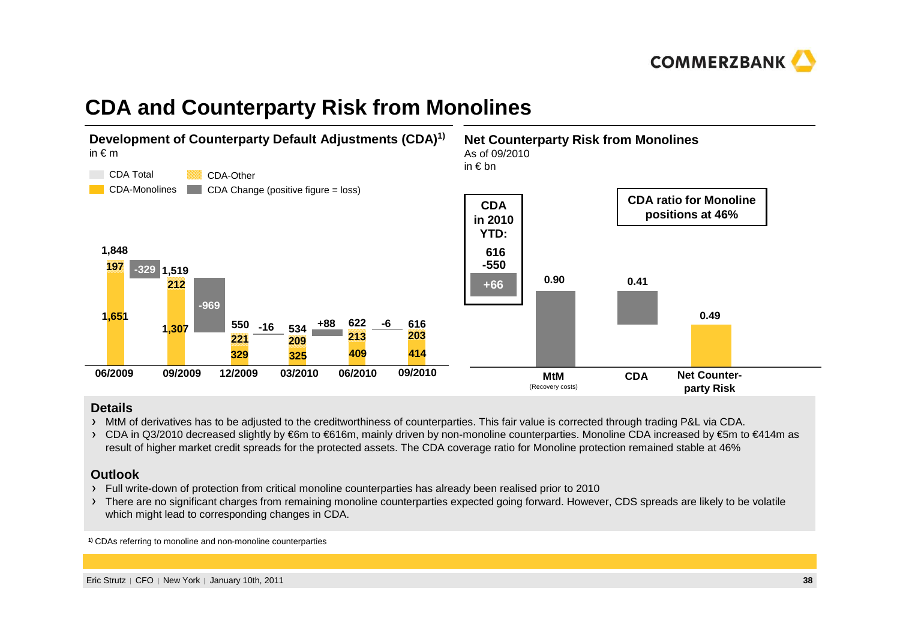# CDA and Counterparty Risk from Monolines

## Development of Counterparty Default Adjustments (CDA)[1)]

in € m

| | 06/2009 | | 09/2009 | | 12/2009 | | 03/2010 | | 06/2010 | | 09/2010 |
|---|---|---|---|---|---|---|---|---|---|---|---|
| CDA Total | 1,848 | | 1,519 | | 550 | | 534 | | 622 | | 616 |
| CDA-Other | 197 | | 212 | | 221 | | 209 | | 213 | | 203 |
| CDA-Monolines | 1,651 | | 1,307 | | 329 | | 325 | | 409 | | 414 |
| CDA Change (positive figure = loss) | | -329 | | -969 | | -16 | | +88 | | -6 | |

## Net Counterparty Risk from Monolines

As of 09/2010

in € bn

**CDA in 2010 YTD:**
616
-550
**+66**

**CDA ratio for Monoline positions at 46%**

| MtM (Recovery costs) | CDA | Net Counter-party Risk |
|---|---|---|
| 0.90 | 0.41 | 0.49 |

## Details

- MtM of derivatives has to be adjusted to the creditworthiness of counterparties. This fair value is corrected through trading P&L via CDA.
- CDA in Q3/2010 decreased slightly by €6m to €616m, mainly driven by non-monoline counterparties. Monoline CDA increased by €5m to €414m as result of higher market credit spreads for the protected assets. The CDA coverage ratio for Monoline protection remained stable at 46%

## Outlook

- Full write-down of protection from critical monoline counterparties has already been realised prior to 2010
- There are no significant charges from remaining monoline counterparties expected going forward. However, CDS spreads are likely to be volatile which might lead to corresponding changes in CDA.

1) CDAs referring to monoline and non-monoline counterparties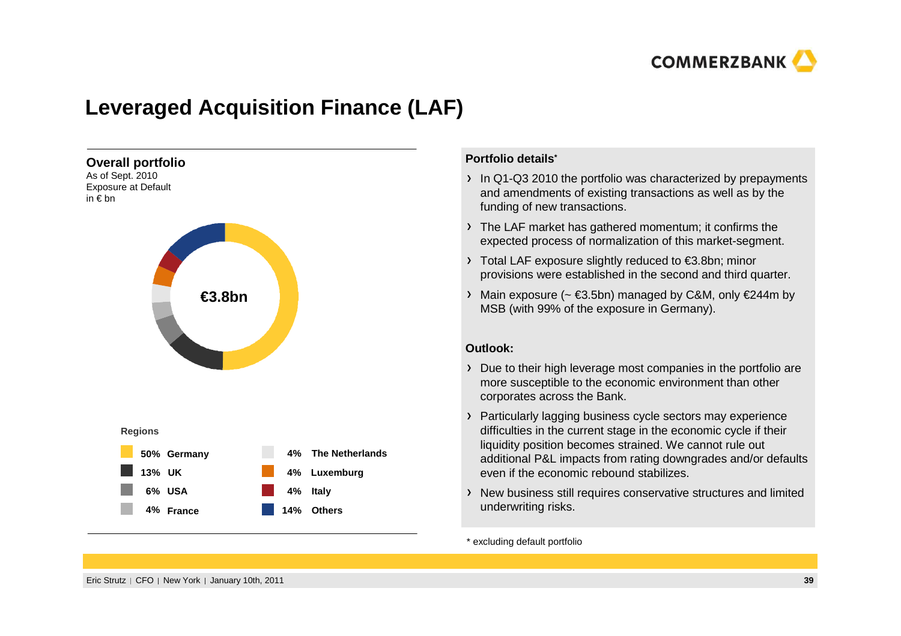# Leveraged Acquisition Finance (LAF)

## Overall portfolio

As of Sept. 2010
Exposure at Default
in € bn

**€3.8bn**

**Regions**

| Share | Region |
| --- | --- |
| 50% | Germany |
| 13% | UK |
| 6% | USA |
| 4% | France |
| 4% | The Netherlands |
| 4% | Luxemburg |
| 4% | Italy |
| 14% | Others |

**Portfolio details***

- In Q1-Q3 2010 the portfolio was characterized by prepayments and amendments of existing transactions as well as by the funding of new transactions.
- The LAF market has gathered momentum; it confirms the expected process of normalization of this market-segment.
- Total LAF exposure slightly reduced to €3.8bn; minor provisions were established in the second and third quarter.
- Main exposure (~ €3.5bn) managed by C&M, only €244m by MSB (with 99% of the exposure in Germany).

**Outlook:**

- Due to their high leverage most companies in the portfolio are more susceptible to the economic environment than other corporates across the Bank.
- Particularly lagging business cycle sectors may experience difficulties in the current stage in the economic cycle if their liquidity position becomes strained. We cannot rule out additional P&L impacts from rating downgrades and/or defaults even if the economic rebound stabilizes.
- New business still requires conservative structures and limited underwriting risks.

* excluding default portfolio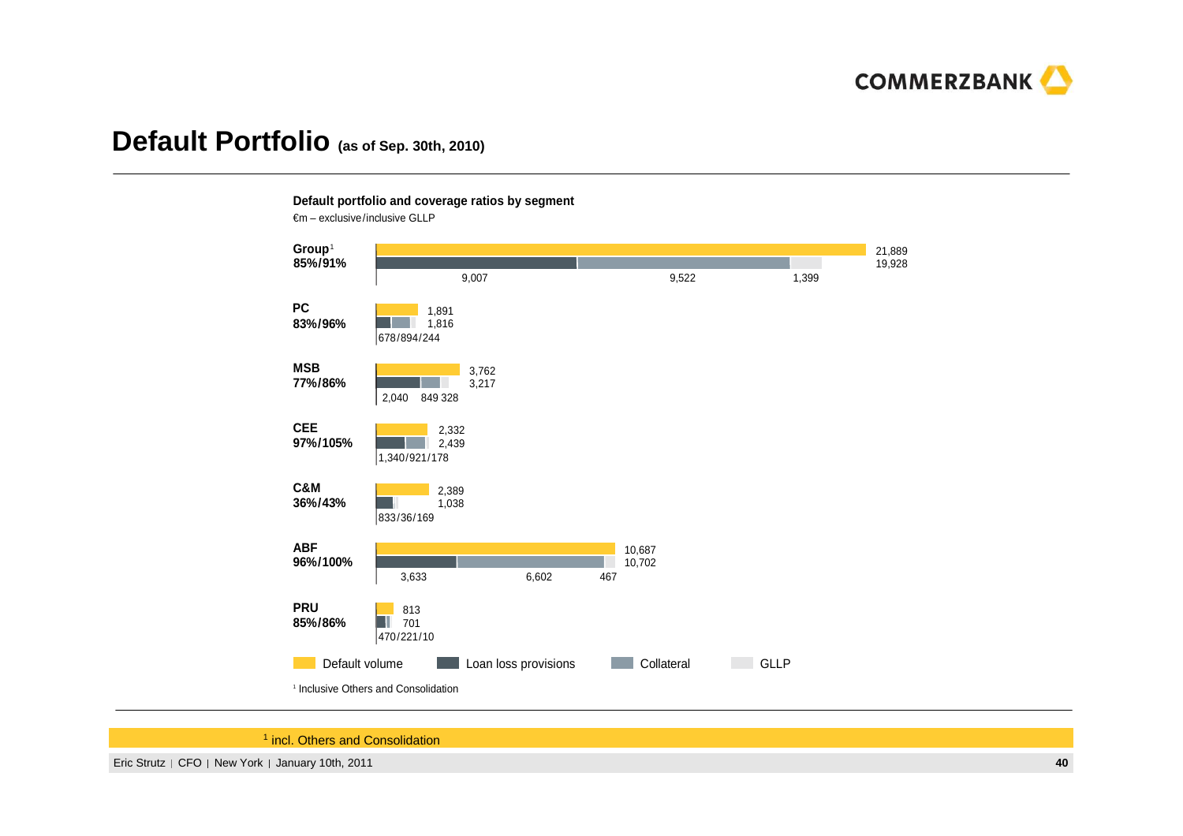# Default Portfolio (as of Sep. 30th, 2010)

**Default portfolio and coverage ratios by segment**

€m – exclusive/inclusive GLLP

| Segment | Coverage ratio (excl./incl. GLLP) | Default volume | Loan loss provisions + Collateral + GLLP | Loan loss provisions | Collateral | GLLP |
|---|---|---|---|---|---|---|
| Group[1] | 85%/91% | 21,889 | 19,928 | 9,007 | 9,522 | 1,399 |
| PC | 83%/96% | 1,891 | 1,816 | 678 | 894 | 244 |
| MSB | 77%/86% | 3,762 | 3,217 | 2,040 | 849 | 328 |
| CEE | 97%/105% | 2,332 | 2,439 | 1,340 | 921 | 178 |
| C&M | 36%/43% | 2,389 | 1,038 | 833 | 36 | 169 |
| ABF | 96%/100% | 10,687 | 10,702 | 3,633 | 6,602 | 467 |
| PRU | 85%/86% | 813 | 701 | 470 | 221 | 10 |

Legend: Default volume, Loan loss provisions, Collateral, GLLP

[1] Inclusive Others and Consolidation

[1] incl. Others and Consolidation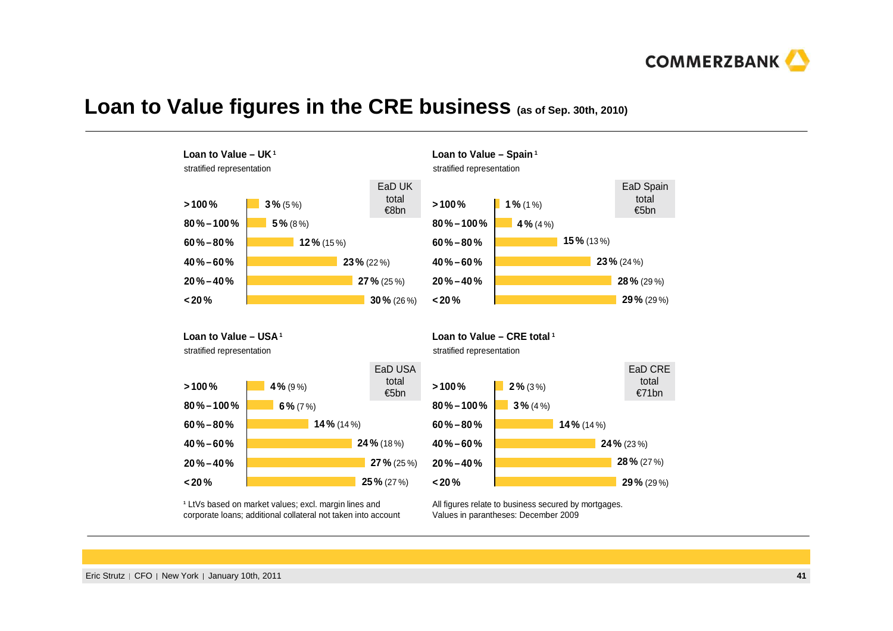# Loan to Value figures in the CRE business (as of Sep. 30th, 2010)

### Loan to Value – UK[1]

stratified representation

EaD UK total €8bn

| LtV | Sep. 30th, 2010 | (Dec. 2009) |
|---|---|---|
| > 100 % | 3 % | (5 %) |
| 80 % – 100 % | 5 % | (8 %) |
| 60 % – 80 % | 12 % | (15 %) |
| 40 % – 60 % | 23 % | (22 %) |
| 20 % – 40 % | 27 % | (25 %) |
| < 20 % | 30 % | (26 %) |

### Loan to Value – Spain[1]

stratified representation

EaD Spain total €5bn

| LtV | Sep. 30th, 2010 | (Dec. 2009) |
|---|---|---|
| > 100 % | 1 % | (1 %) |
| 80 % – 100 % | 4 % | (4 %) |
| 60 % – 80 % | 15 % | (13 %) |
| 40 % – 60 % | 23 % | (24 %) |
| 20 % – 40 % | 28 % | (29 %) |
| < 20 % | 29 % | (29 %) |

### Loan to Value – USA[1]

stratified representation

EaD USA total €5bn

| LtV | Sep. 30th, 2010 | (Dec. 2009) |
|---|---|---|
| > 100 % | 4 % | (9 %) |
| 80 % – 100 % | 6 % | (7 %) |
| 60 % – 80 % | 14 % | (14 %) |
| 40 % – 60 % | 24 % | (18 %) |
| 20 % – 40 % | 27 % | (25 %) |
| < 20 % | 25 % | (27 %) |

### Loan to Value – CRE total[1]

stratified representation

EaD CRE total €71bn

| LtV | Sep. 30th, 2010 | (Dec. 2009) |
|---|---|---|
| > 100 % | 2 % | (3 %) |
| 80 % – 100 % | 3 % | (4 %) |
| 60 % – 80 % | 14 % | (14 %) |
| 40 % – 60 % | 24 % | (23 %) |
| 20 % – 40 % | 28 % | (27 %) |
| < 20 % | 29 % | (29 %) |

[1] LtVs based on market values; excl. margin lines and corporate loans; additional collateral not taken into account

All figures relate to business secured by mortgages. Values in parantheses: December 2009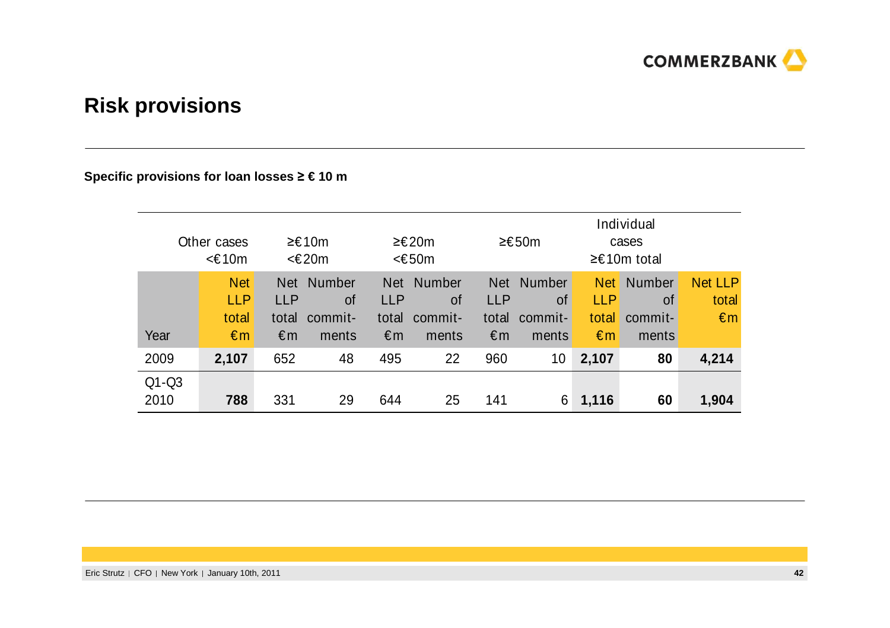# Risk provisions

**Specific provisions for loan losses ≥ € 10 m**

| | Other cases <€10m | ≥€10m <€20m | | ≥€20m <€50m | | ≥€50m | | Individual cases ≥€10m total | | |
|---|---|---|---|---|---|---|---|---|---|---|
| Year | Net LLP total €m | Net LLP total €m | Number of commit-ments | Net LLP total €m | Number of commit-ments | Net LLP total €m | Number of commit-ments | Net LLP total €m | Number of commit-ments | Net LLP total €m |
| 2009 | **2,107** | 652 | 48 | 495 | 22 | 960 | 10 | **2,107** | **80** | **4,214** |
| Q1-Q3 2010 | **788** | 331 | 29 | 644 | 25 | 141 | 6 | **1,116** | **60** | **1,904** |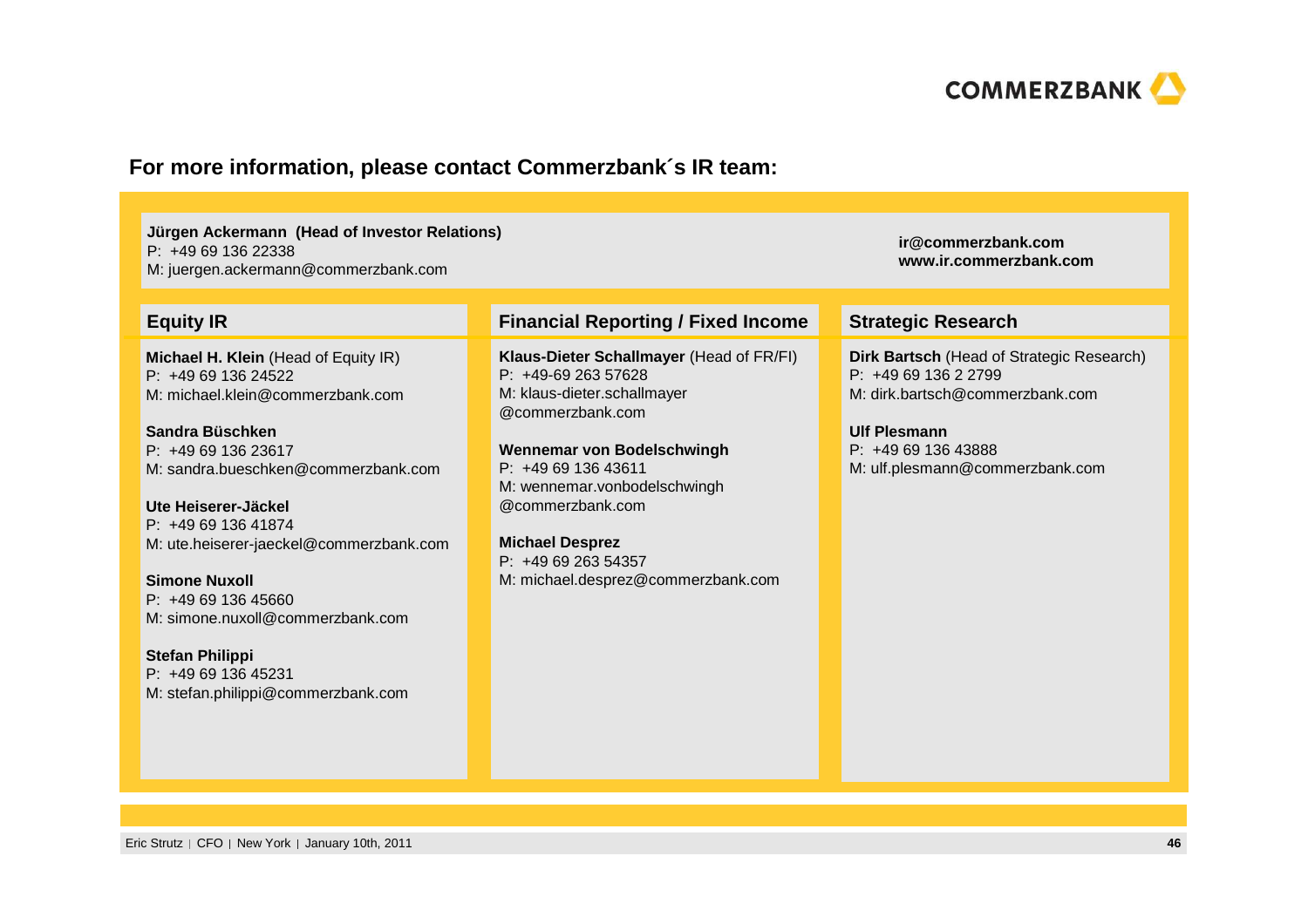## For more information, please contact Commerzbank´s IR team:

**Jürgen Ackermann (Head of Investor Relations)**
P: +49 69 136 22338
M: juergen.ackermann@commerzbank.com

**ir@commerzbank.com**
**www.ir.commerzbank.com**

### Equity IR

**Michael H. Klein** (Head of Equity IR)
P: +49 69 136 24522
M: michael.klein@commerzbank.com

**Sandra Büschken**
P: +49 69 136 23617
M: sandra.bueschken@commerzbank.com

**Ute Heiserer-Jäckel**
P: +49 69 136 41874
M: ute.heiserer-jaeckel@commerzbank.com

**Simone Nuxoll**
P: +49 69 136 45660
M: simone.nuxoll@commerzbank.com

**Stefan Philippi**
P: +49 69 136 45231
M: stefan.philippi@commerzbank.com

### Financial Reporting / Fixed Income

**Klaus-Dieter Schallmayer** (Head of FR/FI)
P: +49-69 263 57628
M: klaus-dieter.schallmayer@commerzbank.com

**Wennemar von Bodelschwingh**
P: +49 69 136 43611
M: wennemar.vonbodelschwingh@commerzbank.com

**Michael Desprez**
P: +49 69 263 54357
M: michael.desprez@commerzbank.com

### Strategic Research

**Dirk Bartsch** (Head of Strategic Research)
P: +49 69 136 2 2799
M: dirk.bartsch@commerzbank.com

**Ulf Plesmann**
P: +49 69 136 43888
M: ulf.plesmann@commerzbank.com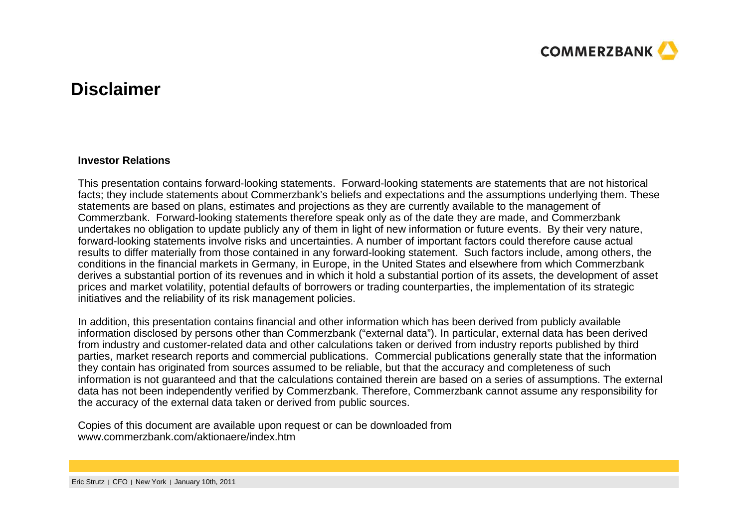# Disclaimer

**Investor Relations**

This presentation contains forward-looking statements. Forward-looking statements are statements that are not historical facts; they include statements about Commerzbank's beliefs and expectations and the assumptions underlying them. These statements are based on plans, estimates and projections as they are currently available to the management of Commerzbank. Forward-looking statements therefore speak only as of the date they are made, and Commerzbank undertakes no obligation to update publicly any of them in light of new information or future events. By their very nature, forward-looking statements involve risks and uncertainties. A number of important factors could therefore cause actual results to differ materially from those contained in any forward-looking statement. Such factors include, among others, the conditions in the financial markets in Germany, in Europe, in the United States and elsewhere from which Commerzbank derives a substantial portion of its revenues and in which it hold a substantial portion of its assets, the development of asset prices and market volatility, potential defaults of borrowers or trading counterparties, the implementation of its strategic initiatives and the reliability of its risk management policies.

In addition, this presentation contains financial and other information which has been derived from publicly available information disclosed by persons other than Commerzbank ("external data"). In particular, external data has been derived from industry and customer-related data and other calculations taken or derived from industry reports published by third parties, market research reports and commercial publications. Commercial publications generally state that the information they contain has originated from sources assumed to be reliable, but that the accuracy and completeness of such information is not guaranteed and that the calculations contained therein are based on a series of assumptions. The external data has not been independently verified by Commerzbank. Therefore, Commerzbank cannot assume any responsibility for the accuracy of the external data taken or derived from public sources.

Copies of this document are available upon request or can be downloaded from www.commerzbank.com/aktionaere/index.htm